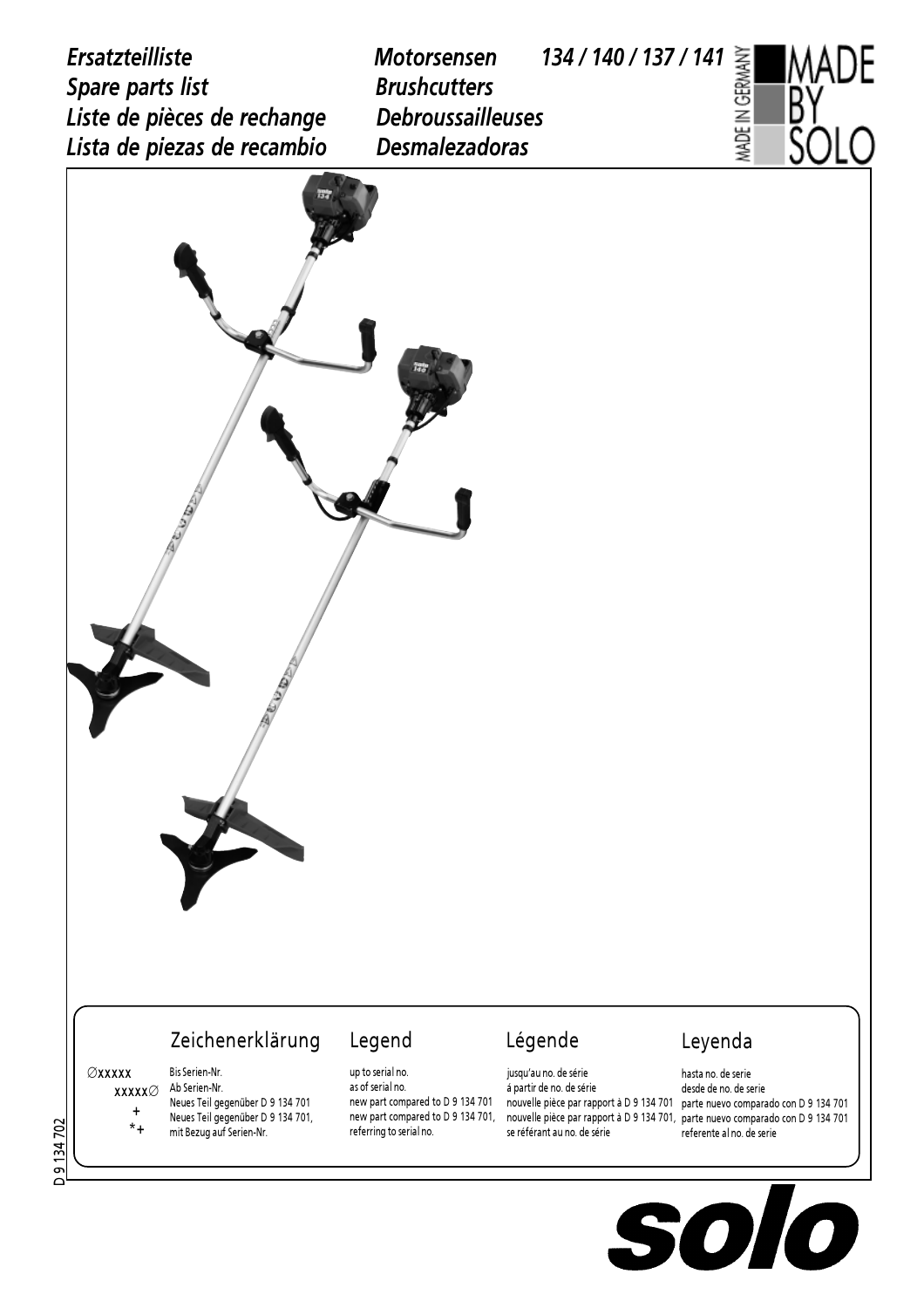*Ersatzteilliste* *Motorsensen* *134 / 140 / 137 / 141*

*Spare parts list* *Brushcutters*

*Liste de pièces de rechange* *Debroussailleuses*

*Lista de piezas de recambio* *Desmalezadoras*

MADE IN GERMANY — MADE BY SOLO

| | Zeichenerklärung | Legend | Légende | Leyenda |
|---|---|---|---|---|
| ∅xxxxx | Bis Serien-Nr. | up to serial no. | jusqu'au no. de série | hasta no. de serie |
| xxxxx∅ | Ab Serien-Nr. | as of serial no. | à partir de no. de série | desde de no. de serie |
| + | Neues Teil gegenüber D 9 134 701 | new part compared to D 9 134 701 | nouvelle pièce par rapport à D 9 134 701 | parte nuevo comparado con D 9 134 701 |
| *+ | Neues Teil gegenüber D 9 134 701, mit Bezug auf Serien-Nr. | new part compared to D 9 134 701, referring to serial no. | nouvelle pièce par rapport à D 9 134 701, se référant au no. de série | parte nuevo comparado con D 9 134 701 referente al no. de serie |

D 9 134 702

solo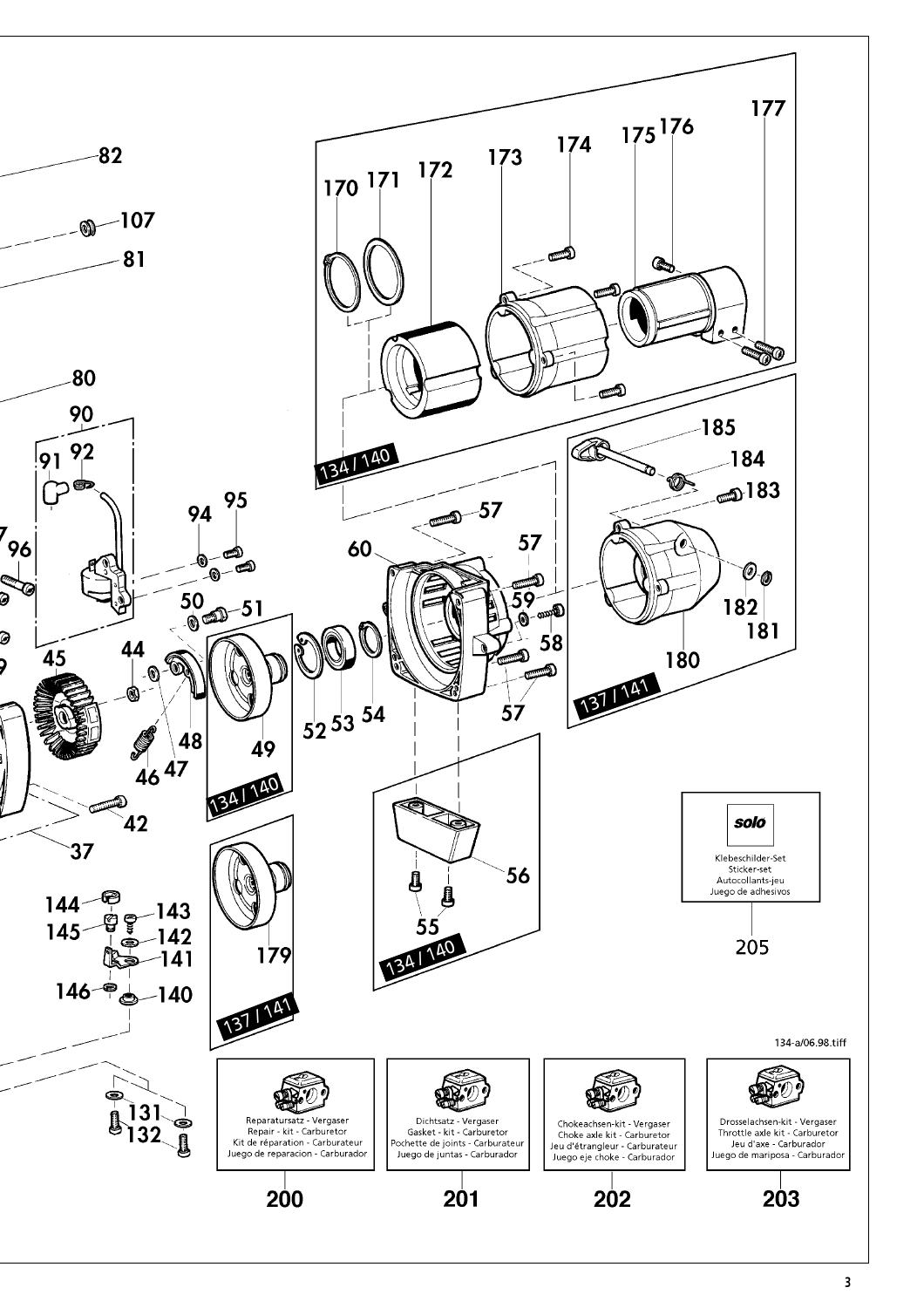82

107

81

80

90

91 92

95

94

96

50 51

45

44

48

49

46 47

42

37

60

57

57

59

58

52 53 54

57

56

55

134 / 140

134 / 140

134 / 140

170 171 172 173 174 175 176 177

185

184

183

182

181

180

137 / 141

179

137 / 141

144

143

145

142

141

146

140

131

132

solo

Klebeschilder-Set
Sticker-set
Autocollants-jeu
Juego de adhesivos

205

134-a/06.98.tiff

Reparatursatz - Vergaser
Repair - kit - Carburetor
Kit de réparation - Carburateur
Juego de reparacion - Carburador

200

Dichtsatz - Vergaser
Gasket - kit - Carburetor
Pochette de joints - Carburateur
Juego de juntas - Carburador

201

Chokeachsen-kit - Vergaser
Choke axle kit - Carburetor
Jeu d'étrangleur - Carburateur
Juego eje choke - Carburador

202

Drosselachsen-kit - Vergaser
Throttle axle kit - Carburetor
Jeu d'axe - Carburador
Juego de mariposa - Carburador

203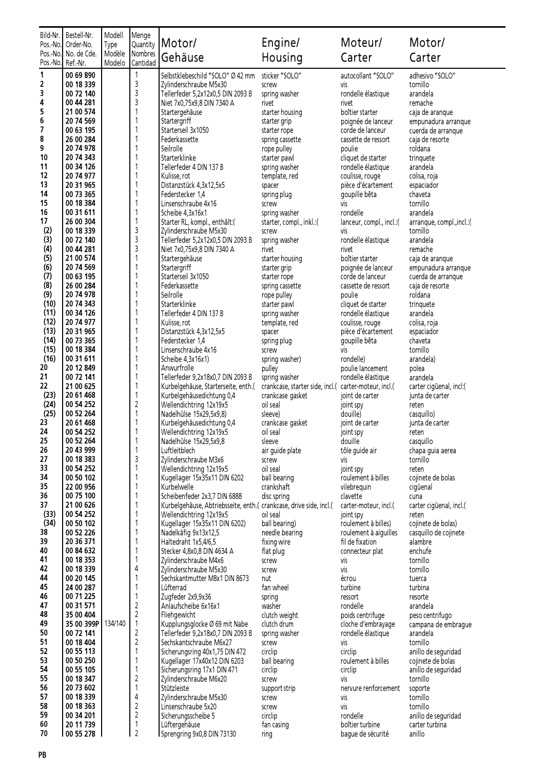| Bild-Nr. Pos.-No. Pos.-No. Pos.-No. | Bestell-Nr. Order-No. No. de Cde. Ref.-Nr. | Modell Type Modèle Modelo | Menge Quantity Nombres Cantidad | Motor/ Gehäuse | Engine/ Housing | Moteur/ Carter | Motor/ Carter |
|---|---|---|---|---|---|---|---|
| 1 | 00 69 890 | | 1 | Selbstklebeschild "SOLO" Ø 42 mm | sticker "SOLO" | autocollant "SOLO" | adhesivo "SOLO" |
| 2 | 00 18 339 | | 3 | Zylinderschraube M5x30 | screw | vis | tornillo |
| 3 | 00 72 140 | | 3 | Tellerfeder 5,2x12x0,5 DIN 2093 B | spring washer | rondelle élastique | arandela |
| 4 | 00 44 281 | | 3 | Niet 7x0,75x9,8 DIN 7340 A | rivet | rivet | remache |
| 5 | 21 00 574 | | 1 | Startergehäuse | starter housing | boîtier starter | caja de aranque |
| 6 | 20 74 569 | | 1 | Startergriff | starter grip | poignée de lanceur | empunadura arranque |
| 7 | 00 63 195 | | 1 | Starterseil 3x1050 | starter rope | corde de lanceur | cuerda de arranque |
| 8 | 26 00 284 | | 1 | Federkassette | spring cassette | cassette de ressort | caja de resorte |
| 9 | 20 74 978 | | 1 | Seilrolle | rope pulley | poulie | roldana |
| 10 | 20 74 343 | | 1 | Starterklinke | starter pawl | cliquet de starter | trinquete |
| 11 | 00 34 126 | | 1 | Tellerfeder 4 DIN 137 B | spring washer | rondelle élastique | arandela |
| 12 | 20 74 977 | | 1 | Kulisse, rot | template, red | coulisse, rouge | colisa, roja |
| 13 | 20 31 965 | | 1 | Distanzstück 4,3x12,5x5 | spacer | pièce d'écartement | espaciador |
| 14 | 00 73 365 | | 1 | Federstecker 1,4 | spring plug | goupille bêta | chaveta |
| 15 | 00 18 384 | | 1 | Linsenschraube 4x16 | screw | vis | tornillo |
| 16 | 00 31 611 | | 1 | Scheibe 4,3x16x1 | spring washer | rondelle | arandela |
| 17 | 26 00 304 | | 1 | Starter RL, kompl., enthält:( | starter, compl., inkl.:( | lanceur, compl., incl.:( | arranque, compl.,incl.:( |
| (2) | 00 18 339 | | 3 | Zylinderschraube M5x30 | screw | vis | tornillo |
| (3) | 00 72 140 | | 3 | Tellerfeder 5,2x12x0,5 DIN 2093 B | spring washer | rondelle élastique | arandela |
| (4) | 00 44 281 | | 3 | Niet 7x0,75x9,8 DIN 7340 A | rivet | rivet | remache |
| (5) | 21 00 574 | | 1 | Startergehäuse | starter housing | boîtier starter | caja de aranque |
| (6) | 20 74 569 | | 1 | Startergriff | starter grip | poignée de lanceur | empunadura arranque |
| (7) | 00 63 195 | | 1 | Starterseil 3x1050 | starter rope | corde de lanceur | cuerda de arranque |
| (8) | 26 00 284 | | 1 | Federkassette | spring cassette | cassette de ressort | caja de resorte |
| (9) | 20 74 978 | | 1 | Seilrolle | rope pulley | poulie | roldana |
| (10) | 20 74 343 | | 1 | Starterklinke | starter pawl | cliquet de starter | trinquete |
| (11) | 00 34 126 | | 1 | Tellerfeder 4 DIN 137 B | spring washer | rondelle élastique | arandela |
| (12) | 20 74 977 | | 1 | Kulisse, rot | template, red | coulisse, rouge | colisa, roja |
| (13) | 20 31 965 | | 1 | Distanzstück 4,3x12,5x5 | spacer | pièce d'écartement | espaciador |
| (14) | 00 73 365 | | 1 | Federstecker 1,4 | spring plug | goupille bêta | chaveta |
| (15) | 00 18 384 | | 1 | Linsenschraube 4x16 | screw | vis | tornillo |
| (16) | 00 31 611 | | 1 | Scheibe 4,3x16x1) | spring washer) | rondelle) | arandela) |
| 20 | 20 12 849 | | 1 | Anwurfrolle | pulley | poulie lancement | polea |
| 21 | 00 72 141 | | 1 | Tellerfeder 9,2x18x0,7 DIN 2093 B | spring washer | rondelle élastique | arandela |
| 22 | 21 00 625 | | 1 | Kurbelgehäuse, Starterseite, enth.( | crankcase, starter side, incl.( | carter-moteur, incl.( | carter cigüenal, incl:( |
| (23) | 20 61 468 | | 1 | Kurbelgehäusedichtung 0,4 | crankcase gasket | joint de carter | junta de carter |
| (24) | 00 54 252 | | 2 | Wellendichtring 12x19x5 | oil seal | joint spy | reten |
| (25) | 00 52 264 | | 1 | Nadelhülse 15x29,5x9,8) | sleeve) | douille) | casquillo) |
| 23 | 20 61 468 | | 1 | Kurbelgehäusedichtung 0,4 | crankcase gasket | joint de carter | junta de carter |
| 24 | 00 54 252 | | 1 | Wellendichtring 12x19x5 | oil seal | joint spy | reten |
| 25 | 00 52 264 | | 1 | Nadelhülse 15x29,5x9,8 | sleeve | douille | casquillo |
| 26 | 20 43 999 | | 1 | Luftleitblech | air guide plate | tôle guide air | chapa guia aerea |
| 27 | 00 18 383 | | 3 | Zylinderschraube M3x6 | screw | vis | tornillo |
| 33 | 00 54 252 | | 1 | Wellendichtring 12x19x5 | oil seal | joint spy | reten |
| 34 | 00 50 102 | | 1 | Kugellager 15x35x11 DIN 6202 | ball bearing | roulement à billes | cojinete de bolas |
| 35 | 22 00 956 | | 1 | Kurbelwelle | crankshaft | vilebrequin | cigüenal |
| 36 | 00 75 100 | | 1 | Scheibenfeder 2x3,7 DIN 6888 | disc spring | clavette | cuna |
| 37 | 21 00 626 | | 1 | Kurbelgehäuse, Abtriebsseite, enth.( | crankcase, drive side, incl.( | carter-moteur, incl.( | carter cigüenal, incl.( |
| (33) | 00 54 252 | | 1 | Wellendichtring 12x19x5 | oil seal | joint spy | reten |
| (34) | 00 50 102 | | 1 | Kugellager 15x35x11 DIN 6202) | ball bearing) | roulement à billes) | cojinete de bolas) |
| 38 | 00 52 226 | | 1 | Nadelkäfig 9x13x12,5 | needle bearing | roulement à aiguilles | casquillo de cojinete |
| 39 | 20 36 371 | | 1 | Haltedraht 1x5,4/6,5 | fixing wire | fil de fixation | alambre |
| 40 | 00 84 632 | | 1 | Stecker 4,8x0,8 DIN 4634 A | flat plug | connecteur plat | enchufe |
| 41 | 00 18 353 | | 1 | Zylinderschraube M4x6 | screw | vis | tornillo |
| 42 | 00 18 339 | | 4 | Zylinderschraube M5x30 | screw | vis | tornillo |
| 44 | 00 20 145 | | 1 | Sechskantmutter M8x1 DIN 8673 | nut | écrou | tuerca |
| 45 | 24 00 287 | | 1 | Lüfterrad | fan wheel | turbine | turbina |
| 46 | 00 71 225 | | 1 | Zugfeder 2x9,9x36 | spring | ressort | resorte |
| 47 | 00 31 571 | | 2 | Anlaufscheibe 6x16x1 | washer | rondelle | arandela |
| 48 | 35 00 404 | | 2 | Fliehgewicht | clutch weight | poids centrifuge | peso centrifugo |
| 49 | 35 00 399P | 134/140 | 1 | Kupplungsglocke Ø 69 mit Nabe | clutch drum | cloche d'embrayage | campana de embrague |
| 50 | 00 72 141 | | 2 | Tellerfeder 9,2x18x0,7 DIN 2093 B | spring washer | rondelle élastique | arandela |
| 51 | 00 18 404 | | 2 | Sechskantschraube M6x27 | screw | vis | tornillo |
| 52 | 00 55 113 | | 1 | Sicherungsring 40x1,75 DIN 472 | circlip | circlip | anillo de seguridad |
| 53 | 00 50 250 | | 1 | Kugellager 17x40x12 DIN 6203 | ball bearing | roulement à billes | cojinete de bolas |
| 54 | 00 55 105 | | 1 | Sicherungsring 17x1 DIN 471 | circlip | circlip | anillo de seguridad |
| 55 | 00 18 347 | | 2 | Zylinderschraube M6x20 | screw | vis | tornillo |
| 56 | 20 73 602 | | 1 | Stützleiste | support strip | nervure renforcement | soporte |
| 57 | 00 18 339 | | 4 | Zylinderschraube M5x30 | screw | vis | tornillo |
| 58 | 00 18 363 | | 2 | Linsenschraube 5x20 | screw | vis | tornillo |
| 59 | 00 34 201 | | 2 | Sicherungsscheibe 5 | circlip | rondelle | anillo de seguridad |
| 60 | 20 11 739 | | 1 | Lüftergehäuse | fan casing | boîtier turbine | carter turbina |
| 70 | 00 55 278 | | 2 | Sprengring 9x0,8 DIN 73130 | ring | bague de sécurité | anillo |

PB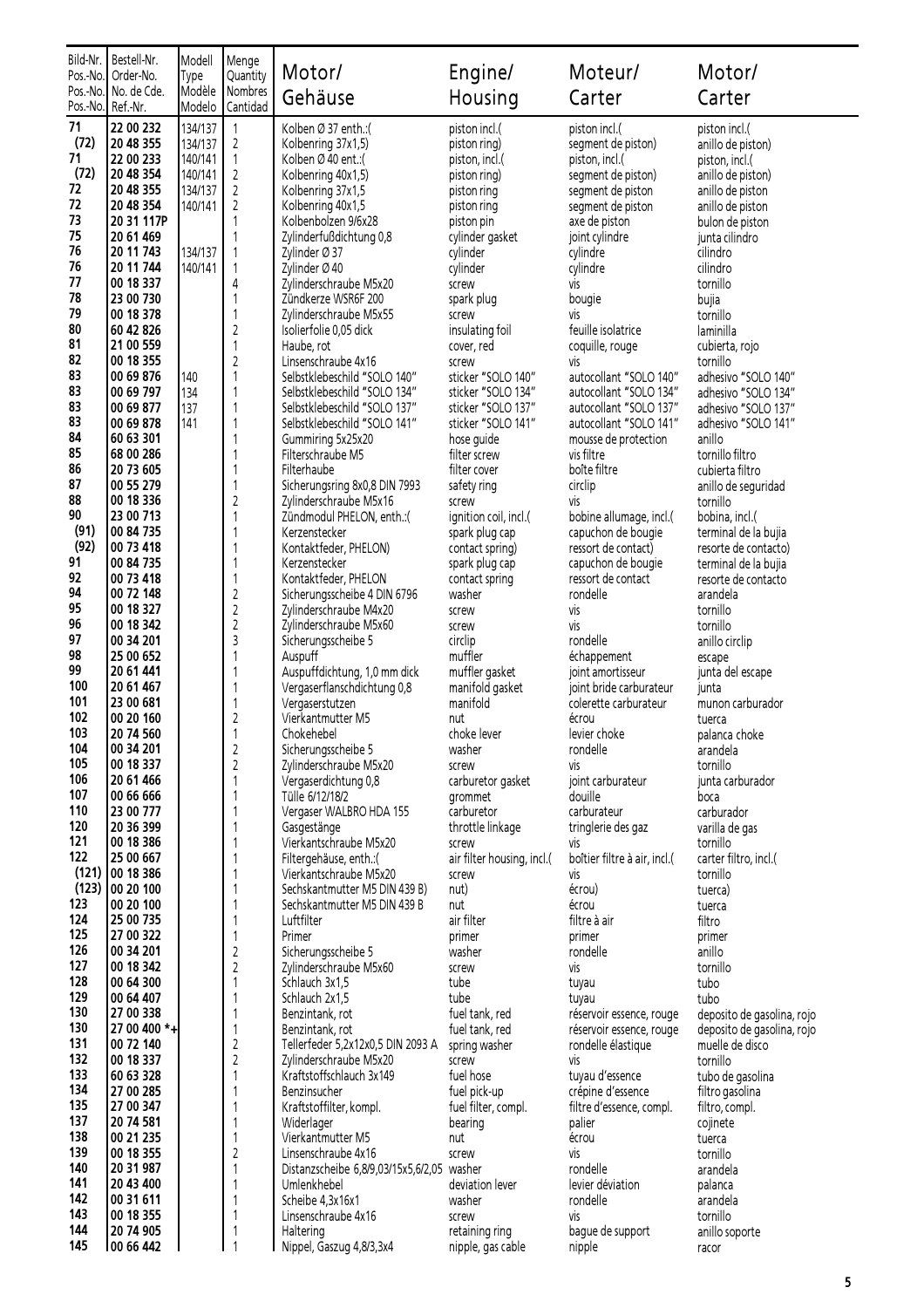| Bild-Nr. Pos.-No. Pos.-No. Pos.-No. | Bestell-Nr. Order-No. No. de Cde. Ref.-Nr. | Modell Type Modèle Modelo | Menge Quantity Nombres Cantidad | Motor/ Gehäuse | Engine/ Housing | Moteur/ Carter | Motor/ Carter |
|---|---|---|---|---|---|---|---|
| 71 | 22 00 232 | 134/137 | 1 | Kolben Ø 37 enth.:( | piston incl.( | piston incl.( | piston incl.( |
| (72) | 20 48 355 | 134/137 | 2 | Kolbenring 37x1,5) | piston ring) | segment de piston) | anillo de piston) |
| 71 | 22 00 233 | 140/141 | 1 | Kolben Ø 40 ent.:( | piston, incl.( | piston, incl.( | piston, incl.( |
| (72) | 20 48 354 | 140/141 | 2 | Kolbenring 40x1,5) | piston ring) | segment de piston) | anillo de piston) |
| 72 | 20 48 355 | 134/137 | 2 | Kolbenring 37x1,5 | piston ring | segment de piston | anillo de piston |
| 72 | 20 48 354 | 140/141 | 2 | Kolbenring 40x1,5 | piston ring | segment de piston | anillo de piston |
| 73 | 20 31 117P | | 1 | Kolbenbolzen 9/6x28 | piston pin | axe de piston | bulon de piston |
| 75 | 20 61 469 | | 1 | Zylinderfußdichtung 0,8 | cylinder gasket | joint cylindre | junta cilindro |
| 76 | 20 11 743 | 134/137 | 1 | Zylinder Ø 37 | cylinder | cylindre | cilindro |
| 76 | 20 11 744 | 140/141 | 1 | Zylinder Ø 40 | cylinder | cylindre | cilindro |
| 77 | 00 18 337 | | 4 | Zylinderschraube M5x20 | screw | vis | tornillo |
| 78 | 23 00 730 | | 1 | Zündkerze WSR6F 200 | spark plug | bougie | bujia |
| 79 | 00 18 378 | | 1 | Zylinderschraube M5x55 | screw | vis | tornillo |
| 80 | 60 42 826 | | 2 | Isolierfolie 0,05 dick | insulating foil | feuille isolatrice | laminilla |
| 81 | 21 00 559 | | 1 | Haube, rot | cover, red | coquille, rouge | cubierta, rojo |
| 82 | 00 18 355 | | 2 | Linsenschraube 4x16 | screw | vis | tornillo |
| 83 | 00 69 876 | 140 | 1 | Selbstklebeschild "SOLO 140" | sticker "SOLO 140" | autocollant "SOLO 140" | adhesivo "SOLO 140" |
| 83 | 00 69 797 | 134 | 1 | Selbstklebeschild "SOLO 134" | sticker "SOLO 134" | autocollant "SOLO 134" | adhesivo "SOLO 134" |
| 83 | 00 69 877 | 137 | 1 | Selbstklebeschild "SOLO 137" | sticker "SOLO 137" | autocollant "SOLO 137" | adhesivo "SOLO 137" |
| 83 | 00 69 878 | 141 | 1 | Selbstklebeschild "SOLO 141" | sticker "SOLO 141" | autocollant "SOLO 141" | adhesivo "SOLO 141" |
| 84 | 60 63 301 | | 1 | Gummiring 5x25x20 | hose guide | mousse de protection | anillo |
| 85 | 68 00 286 | | 1 | Filterschraube M5 | filter screw | vis filtre | tornillo filtro |
| 86 | 20 73 605 | | 1 | Filterhaube | filter cover | boîte filtre | cubierta filtro |
| 87 | 00 55 279 | | 1 | Sicherungsring 8x0,8 DIN 7993 | safety ring | circlip | anillo de seguridad |
| 88 | 00 18 336 | | 2 | Zylinderschraube M5x16 | screw | vis | tornillo |
| 90 | 23 00 713 | | 1 | Zündmodul PHELON, enth.:( | ignition coil, incl.( | bobine allumage, incl.( | bobina, incl.( |
| (91) | 00 84 735 | | 1 | Kerzenstecker | spark plug cap | capuchon de bougie | terminal de la bujia |
| (92) | 00 73 418 | | 1 | Kontaktfeder, PHELON) | contact spring) | ressort de contact) | resorte de contacto) |
| 91 | 00 84 735 | | 1 | Kerzenstecker | spark plug cap | capuchon de bougie | terminal de la bujia |
| 92 | 00 73 418 | | 1 | Kontaktfeder, PHELON | contact spring | ressort de contact | resorte de contacto |
| 94 | 00 72 148 | | 2 | Sicherungsscheibe 4 DIN 6796 | washer | rondelle | arandela |
| 95 | 00 18 327 | | 2 | Zylinderschraube M4x20 | screw | vis | tornillo |
| 96 | 00 18 342 | | 2 | Zylinderschraube M5x60 | screw | vis | tornillo |
| 97 | 00 34 201 | | 3 | Sicherungsscheibe 5 | circlip | rondelle | anillo circlip |
| 98 | 25 00 652 | | 1 | Auspuff | muffler | échappement | escape |
| 99 | 20 61 441 | | 1 | Auspuffdichtung, 1,0 mm dick | muffler gasket | joint amortisseur | junta del escape |
| 100 | 20 61 467 | | 1 | Vergaserflanschdichtung 0,8 | manifold gasket | joint bride carburateur | junta |
| 101 | 23 00 681 | | 1 | Vergaserstutzen | manifold | colerette carburateur | munon carburador |
| 102 | 00 20 160 | | 2 | Vierkantmutter M5 | nut | écrou | tuerca |
| 103 | 20 74 560 | | 1 | Chokehebel | choke lever | levier choke | palanca choke |
| 104 | 00 34 201 | | 2 | Sicherungsscheibe 5 | washer | rondelle | arandela |
| 105 | 00 18 337 | | 2 | Zylinderschraube M5x20 | screw | vis | tornillo |
| 106 | 20 61 466 | | 1 | Vergaserdichtung 0,8 | carburetor gasket | joint carburateur | junta carburador |
| 107 | 00 66 666 | | 1 | Tülle 6/12/18/2 | grommet | douille | boca |
| 110 | 23 00 777 | | 1 | Vergaser WALBRO HDA 155 | carburetor | carburateur | carburador |
| 120 | 20 36 399 | | 1 | Gasgestänge | throttle linkage | tringlerie des gaz | varilla de gas |
| 121 | 00 18 386 | | 1 | Vierkantschraube M5x20 | screw | vis | tornillo |
| 122 | 25 00 667 | | 1 | Filtergehäuse, enth.:( | air filter housing, incl.( | boîtier filtre à air, incl.( | carter filtro, incl.( |
| (121) | 00 18 386 | | 1 | Vierkantschraube M5x20 | screw | vis | tornillo |
| (123) | 00 20 100 | | 1 | Sechskantmutter M5 DIN 439 B) | nut) | écrou) | tuerca) |
| 123 | 00 20 100 | | 1 | Sechskantmutter M5 DIN 439 B | nut | écrou | tuerca |
| 124 | 25 00 735 | | 1 | Luftfilter | air filter | filtre à air | filtro |
| 125 | 27 00 322 | | 1 | Primer | primer | primer | primer |
| 126 | 00 34 201 | | 2 | Sicherungsscheibe 5 | washer | rondelle | anillo |
| 127 | 00 18 342 | | 2 | Zylinderschraube M5x60 | screw | vis | tornillo |
| 128 | 00 64 300 | | 1 | Schlauch 3x1,5 | tube | tuyau | tubo |
| 129 | 00 64 407 | | 1 | Schlauch 2x1,5 | tube | tuyau | tubo |
| 130 | 27 00 338 | | 1 | Benzintank, rot | fuel tank, red | réservoir essence, rouge | deposito de gasolina, rojo |
| 130 | 27 00 400 *+ | | 1 | Benzintank, rot | fuel tank, red | réservoir essence, rouge | deposito de gasolina, rojo |
| 131 | 00 72 140 | | 2 | Tellerfeder 5,2x12x0,5 DIN 2093 A | spring washer | rondelle élastique | muelle de disco |
| 132 | 00 18 337 | | 2 | Zylinderschraube M5x20 | screw | vis | tornillo |
| 133 | 60 63 328 | | 1 | Kraftstoffschlauch 3x149 | fuel hose | tuyau d'essence | tubo de gasolina |
| 134 | 27 00 285 | | 1 | Benzinsucher | fuel pick-up | crépine d'essence | filtro gasolina |
| 135 | 27 00 347 | | 1 | Kraftstoffilter, kompl. | fuel filter, compl. | filtre d'essence, compl. | filtro, compl. |
| 137 | 20 74 581 | | 1 | Widerlager | bearing | palier | cojinete |
| 138 | 00 21 235 | | 1 | Vierkantmutter M5 | nut | écrou | tuerca |
| 139 | 00 18 355 | | 2 | Linsenschraube 4x16 | screw | vis | tornillo |
| 140 | 20 31 987 | | 1 | Distanzscheibe 6,8/9,03/15x5,6/2,05 | washer | rondelle | arandela |
| 141 | 20 43 400 | | 1 | Umlenkhebel | deviation lever | levier déviation | palanca |
| 142 | 00 31 611 | | 1 | Scheibe 4,3x16x1 | washer | rondelle | arandela |
| 143 | 00 18 355 | | 1 | Linsenschraube 4x16 | screw | vis | tornillo |
| 144 | 20 74 905 | | 1 | Haltering | retaining ring | bague de support | anillo soporte |
| 145 | 00 66 442 | | 1 | Nippel, Gaszug 4,8/3,3x4 | nipple, gas cable | nipple | racor |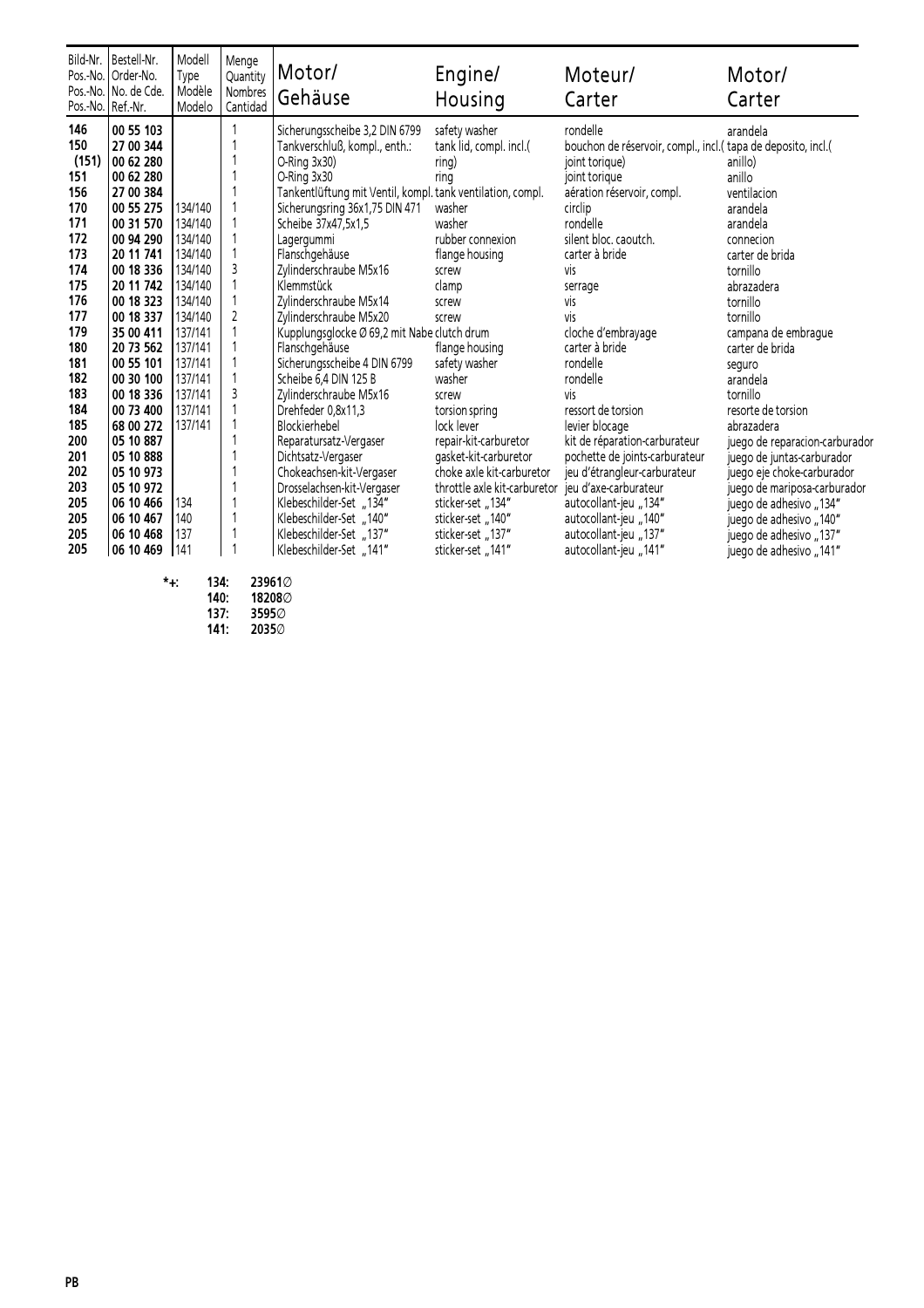| Bild-Nr. Pos.-No. Pos.-No. Pos.-No. | Bestell-Nr. Order-No. No. de Cde. Ref.-Nr. | Modell Type Modèle Modelo | Menge Quantity Nombres Cantidad | Motor/ Gehäuse | Engine/ Housing | Moteur/ Carter | Motor/ Carter |
|---|---|---|---|---|---|---|---|
| **146** | **00 55 103** | | 1 | Sicherungsscheibe 3,2 DIN 6799 | safety washer | rondelle | arandela |
| **150** | **27 00 344** | | 1 | Tankverschluß, kompl., enth.: | tank lid, compl. incl.( | bouchon de réservoir, compl., incl.( | tapa de deposito, incl.( |
| **(151)** | **00 62 280** | | 1 | O-Ring 3x30) | ring) | joint torique) | anillo) |
| **151** | **00 62 280** | | 1 | O-Ring 3x30 | ring | joint torique | anillo |
| **156** | **27 00 384** | | 1 | Tankentlüftung mit Ventil, kompl. | tank ventilation, compl. | aération réservoir, compl. | ventilacion |
| **170** | **00 55 275** | 134/140 | 1 | Sicherungsring 36x1,75 DIN 471 | washer | circlip | arandela |
| **171** | **00 31 570** | 134/140 | 1 | Scheibe 37x47,5x1,5 | washer | rondelle | arandela |
| **172** | **00 94 290** | 134/140 | 1 | Lagergummi | rubber connexion | silent bloc. caoutch. | connecion |
| **173** | **20 11 741** | 134/140 | 1 | Flanschgehäuse | flange housing | carter à bride | carter de brida |
| **174** | **00 18 336** | 134/140 | 3 | Zylinderschraube M5x16 | screw | vis | tornillo |
| **175** | **20 11 742** | 134/140 | 1 | Klemmstück | clamp | serrage | abrazadera |
| **176** | **00 18 323** | 134/140 | 1 | Zylinderschraube M5x14 | screw | vis | tornillo |
| **177** | **00 18 337** | 134/140 | 2 | Zylinderschraube M5x20 | screw | vis | tornillo |
| **179** | **35 00 411** | 137/141 | 1 | Kupplungsglocke Ø 69,2 mit Nabe | clutch drum | cloche d'embrayage | campana de embrague |
| **180** | **20 73 562** | 137/141 | 1 | Flanschgehäuse | flange housing | carter à bride | carter de brida |
| **181** | **00 55 101** | 137/141 | 1 | Sicherungsscheibe 4 DIN 6799 | safety washer | rondelle | seguro |
| **182** | **00 30 100** | 137/141 | 1 | Scheibe 6,4 DIN 125 B | washer | rondelle | arandela |
| **183** | **00 18 336** | 137/141 | 3 | Zylinderschraube M5x16 | screw | vis | tornillo |
| **184** | **00 73 400** | 137/141 | 1 | Drehfeder 0,8x11,3 | torsion spring | ressort de torsion | resorte de torsion |
| **185** | **68 00 272** | 137/141 | 1 | Blockierhebel | lock lever | levier blocage | abrazadera |
| **200** | **05 10 887** | | 1 | Reparatursatz-Vergaser | repair-kit-carburetor | kit de réparation-carburateur | juego de reparacion-carburador |
| **201** | **05 10 888** | | 1 | Dichtsatz-Vergaser | gasket-kit-carburetor | pochette de joints-carburateur | juego de juntas-carburador |
| **202** | **05 10 973** | | 1 | Chokeachsen-kit-Vergaser | choke axle kit-carburetor | jeu d'étrangleur-carburateur | juego eje choke-carburador |
| **203** | **05 10 972** | | 1 | Drosselachsen-kit-Vergaser | throttle axle kit-carburetor | jeu d'axe-carburateur | juego de mariposa-carburador |
| **205** | **06 10 466** | 134 | 1 | Klebeschilder-Set „134" | sticker-set „134" | autocollant-jeu „134" | juego de adhesivo „134" |
| **205** | **06 10 467** | 140 | 1 | Klebeschilder-Set „140" | sticker-set „140" | autocollant-jeu „140" | juego de adhesivo „140" |
| **205** | **06 10 468** | 137 | 1 | Klebeschilder-Set „137" | sticker-set „137" | autocollant-jeu „137" | juego de adhesivo „137" |
| **205** | **06 10 469** | 141 | 1 | Klebeschilder-Set „141" | sticker-set „141" | autocollant-jeu „141" | juego de adhesivo „141" |

**\*+:** **134:** **23961∅**
**140:** **18208∅**
**137:** **3595∅**
**141:** **2035∅**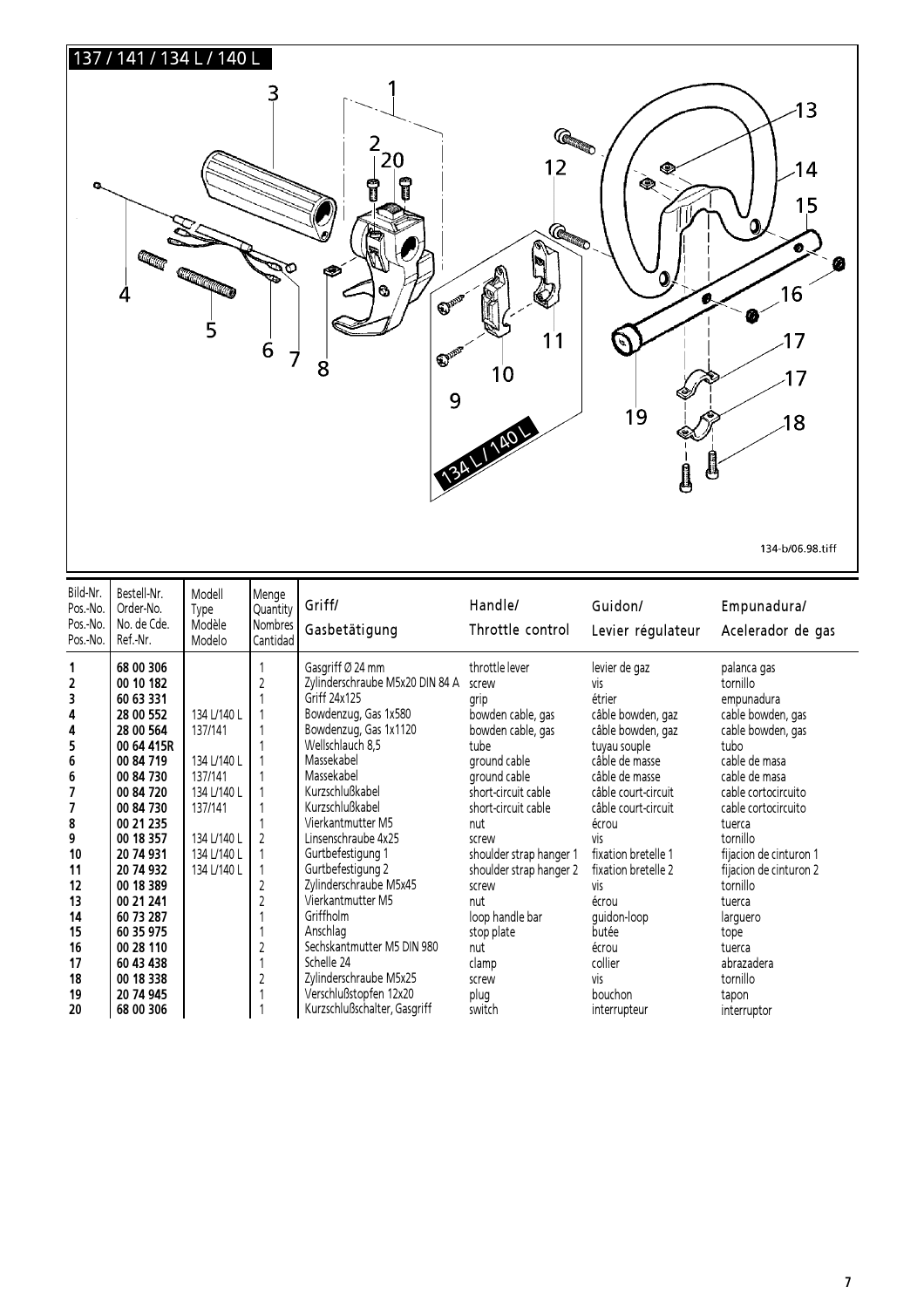137 / 141 / 134 L / 140 L

134 L / 140 L

134-b/06.98.tiff

| Bild-Nr. Pos.-No. Pos.-No. Pos.-No. | Bestell-Nr. Order-No. No. de Cde. Ref.-Nr. | Modell Type Modèle Modelo | Menge Quantity Nombres Cantidad | Griff/ Gasbetätigung | Handle/ Throttle control | Guidon/ Levier régulateur | Empunadura/ Acelerador de gas |
|---|---|---|---|---|---|---|---|
| **1** | **68 00 306** | | 1 | Gasgriff Ø 24 mm | throttle lever | levier de gaz | palanca gas |
| **2** | **00 10 182** | | 2 | Zylinderschraube M5x20 DIN 84 A | screw | vis | tornillo |
| **3** | **60 63 331** | | 1 | Griff 24x125 | grip | étrier | empunadura |
| **4** | **28 00 552** | 134 L/140 L | 1 | Bowdenzug, Gas 1x580 | bowden cable, gas | câble bowden, gaz | cable bowden, gas |
| **4** | **28 00 564** | 137/141 | 1 | Bowdenzug, Gas 1x1120 | bowden cable, gas | câble bowden, gaz | cable bowden, gas |
| **5** | **00 64 415R** | | 1 | Wellschlauch 8,5 | tube | tuyau souple | tubo |
| **6** | **00 84 719** | 134 L/140 L | 1 | Massekabel | ground cable | câble de masse | cable de masa |
| **6** | **00 84 730** | 137/141 | 1 | Massekabel | ground cable | câble de masse | cable de masa |
| **7** | **00 84 720** | 134 L/140 L | 1 | Kurzschlußkabel | short-circuit cable | câble court-circuit | cable cortocircuito |
| **7** | **00 84 730** | 137/141 | 1 | Kurzschlußkabel | short-circuit cable | câble court-circuit | cable cortocircuito |
| **8** | **00 21 235** | | 1 | Vierkantmutter M5 | nut | écrou | tuerca |
| **9** | **00 18 357** | 134 L/140 L | 2 | Linsenschraube 4x25 | screw | vis | tornillo |
| **10** | **20 74 931** | 134 L/140 L | 1 | Gurtbefestigung 1 | shoulder strap hanger 1 | fixation bretelle 1 | fijacion de cinturon 1 |
| **11** | **20 74 932** | 134 L/140 L | 1 | Gurtbefestigung 2 | shoulder strap hanger 2 | fixation bretelle 2 | fijacion de cinturon 2 |
| **12** | **00 18 389** | | 2 | Zylinderschraube M5x45 | screw | vis | tornillo |
| **13** | **00 21 241** | | 2 | Vierkantmutter M5 | nut | écrou | tuerca |
| **14** | **60 73 287** | | 1 | Griffholm | loop handle bar | guidon-loop | larguero |
| **15** | **60 35 975** | | 1 | Anschlag | stop plate | butée | tope |
| **16** | **00 28 110** | | 2 | Sechskantmutter M5 DIN 980 | nut | écrou | tuerca |
| **17** | **60 43 438** | | 1 | Schelle 24 | clamp | collier | abrazadera |
| **18** | **00 18 338** | | 2 | Zylinderschraube M5x25 | screw | vis | tornillo |
| **19** | **20 74 945** | | 1 | Verschlußstopfen 12x20 | plug | bouchon | tapon |
| **20** | **68 00 306** | | 1 | Kurzschlußschalter, Gasgriff | switch | interrupteur | interruptor |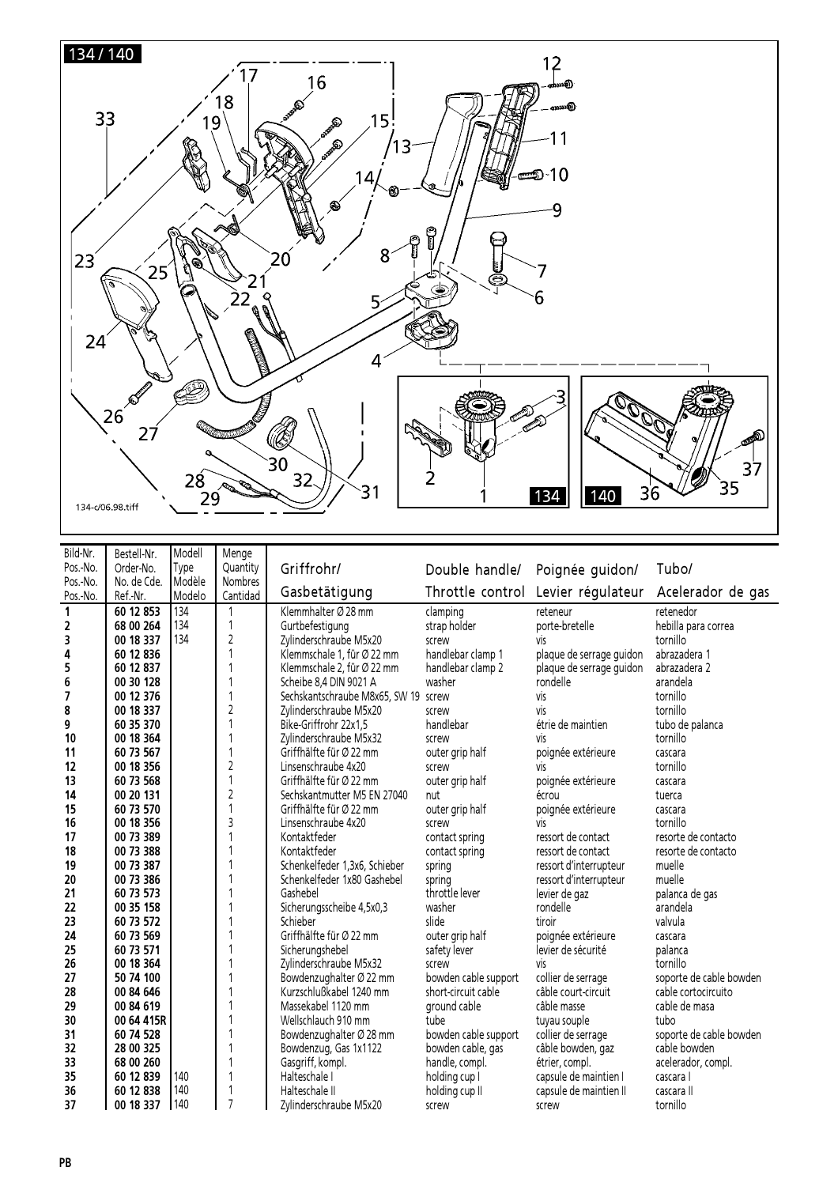134 / 140

| Bild-Nr. Pos.-No. Pos.-No. Pos.-No. | Bestell-Nr. Order-No. No. de Cde. Ref.-Nr. | Modell Type Modèle Modelo | Menge Quantity Nombres Cantidad | Griffrohr/ Gasbetätigung | Double handle/ Throttle control | Poignée guidon/ Levier régulateur | Tubo/ Acelerador de gas |
|---|---|---|---|---|---|---|---|
| 1 | **60 12 853** | 134 | 1 | Klemmhalter Ø 28 mm | clamping | reteneur | retenedor |
| 2 | **68 00 264** | 134 | 1 | Gurtbefestigung | strap holder | porte-bretelle | hebilla para correa |
| 3 | **00 18 337** | 134 | 2 | Zylinderschraube M5x20 | screw | vis | tornillo |
| 4 | **60 12 836** | | 1 | Klemmschale 1, für Ø 22 mm | handlebar clamp 1 | plaque de serrage guidon | abrazadera 1 |
| 5 | **60 12 837** | | 1 | Klemmschale 2, für Ø 22 mm | handlebar clamp 2 | plaque de serrage guidon | abrazadera 2 |
| 6 | **00 30 128** | | 1 | Scheibe 8,4 DIN 9021 A | washer | rondelle | arandela |
| 7 | **00 12 376** | | 1 | Sechskantschraube M8x65, SW 19 | screw | vis | tornillo |
| 8 | **00 18 337** | | 2 | Zylinderschraube M5x20 | screw | vis | tornillo |
| 9 | **60 35 370** | | 1 | Bike-Griffrohr 22x1,5 | handlebar | étrie de maintien | tubo de palanca |
| 10 | **00 18 364** | | 1 | Zylinderschraube M5x32 | screw | vis | tornillo |
| 11 | **60 73 567** | | 1 | Griffhälfte für Ø 22 mm | outer grip half | poignée extérieure | cascara |
| 12 | **00 18 356** | | 2 | Linsenschraube 4x20 | screw | vis | tornillo |
| 13 | **60 73 568** | | 1 | Griffhälfte für Ø 22 mm | outer grip half | poignée extérieure | cascara |
| 14 | **00 20 131** | | 2 | Sechskantmutter M5 EN 27040 | nut | écrou | tuerca |
| 15 | **60 73 570** | | 1 | Griffhälfte für Ø 22 mm | outer grip half | poignée extérieure | cascara |
| 16 | **00 18 356** | | 3 | Linsenschraube 4x20 | screw | vis | tornillo |
| 17 | **00 73 389** | | 1 | Kontaktfeder | contact spring | ressort de contact | resorte de contacto |
| 18 | **00 73 388** | | 1 | Kontaktfeder | contact spring | ressort de contact | resorte de contacto |
| 19 | **00 73 387** | | 1 | Schenkelfeder 1,3x6, Schieber | spring | ressort d'interrupteur | muelle |
| 20 | **00 73 386** | | 1 | Schenkelfeder 1x80 Gashebel | spring | ressort d'interrupteur | muelle |
| 21 | **60 73 573** | | 1 | Gashebel | throttle lever | levier de gaz | palanca de gas |
| 22 | **00 35 158** | | 1 | Sicherungsscheibe 4,5x0,3 | washer | rondelle | arandela |
| 23 | **60 73 572** | | 1 | Schieber | slide | tiroir | valvula |
| 24 | **60 73 569** | | 1 | Griffhälfte für Ø 22 mm | outer grip half | poignée extérieure | cascara |
| 25 | **60 73 571** | | 1 | Sicherungshebel | safety lever | levier de sécurité | palanca |
| 26 | **00 18 364** | | 1 | Zylinderschraube M5x32 | screw | vis | tornillo |
| 27 | **50 74 100** | | 1 | Bowdenzughalter Ø 22 mm | bowden cable support | collier de serrage | soporte de cable bowden |
| 28 | **00 84 646** | | 1 | Kurzschlußkabel 1240 mm | short-circuit cable | câble court-circuit | cable cortocircuito |
| 29 | **00 84 619** | | 1 | Massekabel 1120 mm | ground cable | câble masse | cable de masa |
| 30 | **00 64 415R** | | 1 | Wellschlauch 910 mm | tube | tuyau souple | tubo |
| 31 | **60 74 528** | | 1 | Bowdenzughalter Ø 28 mm | bowden cable support | collier de serrage | soporte de cable bowden |
| 32 | **28 00 325** | | 1 | Bowdenzug, Gas 1x1122 | bowden cable, gas | câble bowden, gaz | cable bowden |
| 33 | **68 00 260** | | 1 | Gasgriff, kompl. | handle, compl. | étrier, compl. | acelerador, compl. |
| 35 | **60 12 839** | 140 | 1 | Halteschale I | holding cup I | capsule de maintien I | cascara I |
| 36 | **60 12 838** | 140 | 1 | Halteschale II | holding cup II | capsule de maintien II | cascara II |
| 37 | **00 18 337** | 140 | 7 | Zylinderschraube M5x20 | screw | screw | tornillo |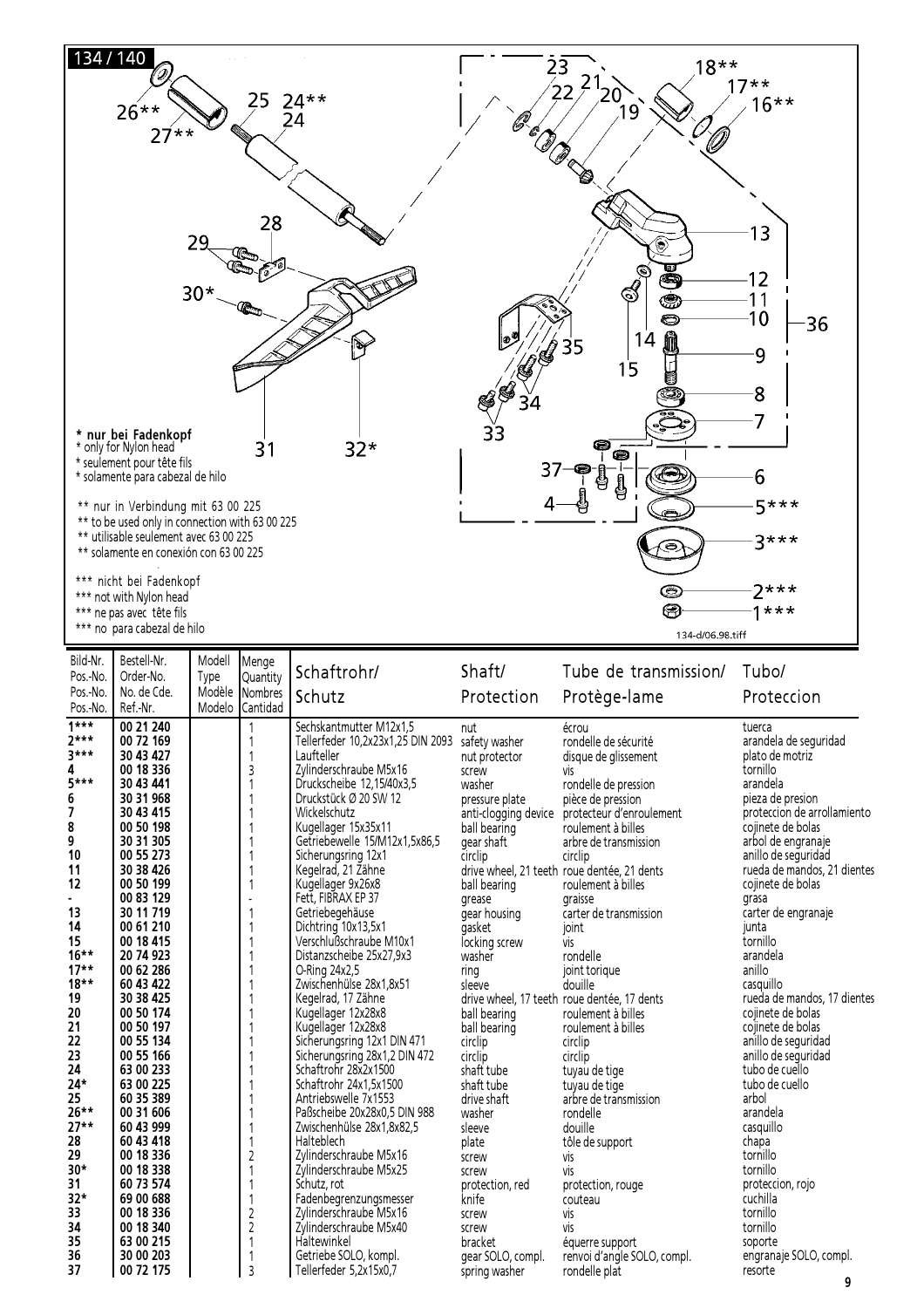134 / 140

**\* nur bei Fadenkopf**
\* only for Nylon head
\* seulement pour tête fils
\* solamente para cabezal de hilo

\*\* nur in Verbindung mit 63 00 225
\*\* to be used only in connection with 63 00 225
\*\* utilisable seulement avec 63 00 225
\*\* solamente en conexión con 63 00 225

\*\*\* nicht bei Fadenkopf
\*\*\* not with Nylon head
\*\*\* ne pas avec tête fils
\*\*\* no para cabezal de hilo

134-d/06.98.tiff

| Bild-Nr. Pos.-No. Pos.-No. Pos.-No. | Bestell-Nr. Order-No. No. de Cde. Ref.-Nr. | Modell Type Modèle Modelo | Menge Quantity Nombres Cantidad | Schaftrohr/ Schutz | Shaft/ Protection | Tube de transmission/ Protège-lame | Tubo/ Proteccion |
|---|---|---|---|---|---|---|---|
| **1\*\*\*** | **00 21 240** | | 1 | Sechskantmutter M12x1,5 | nut | écrou | tuerca |
| **2\*\*\*** | **00 72 169** | | 1 | Tellerfeder 10,2x23x1,25 DIN 2093 | safety washer | rondelle de sécurité | arandela de seguridad |
| **3\*\*\*** | **30 43 427** | | 1 | Laufteller | nut protector | disque de glissement | plato de motriz |
| **4** | **00 18 336** | | 3 | Zylinderschraube M5x16 | screw | vis | tornillo |
| **5\*\*\*** | **30 43 441** | | 1 | Druckscheibe 12,15/40x3,5 | washer | rondelle de pression | arandela |
| **6** | **30 31 968** | | 1 | Druckstück Ø 20 SW 12 | pressure plate | pièce de pression | pieza de presion |
| **7** | **30 43 415** | | 1 | Wickelschutz | anti-clogging device | protecteur d'enroulement | proteccion de arrollamiento |
| **8** | **00 50 198** | | 1 | Kugellager 15x35x11 | ball bearing | roulement à billes | cojinete de bolas |
| **9** | **30 31 305** | | 1 | Getriebewelle 15/M12x1,5x86,5 | gear shaft | arbre de transmission | arbol de engranaje |
| **10** | **00 55 273** | | 1 | Sicherungsring 12x1 | circlip | circlip | anillo de seguridad |
| **11** | **30 38 426** | | 1 | Kegelrad, 21 Zähne | drive wheel, 21 teeth | roue dentée, 21 dents | rueda de mandos, 21 dientes |
| **12** | **00 50 199** | | 1 | Kugellager 9x26x8 | ball bearing | roulement à billes | cojinete de bolas |
| **-** | **00 83 129** | | - | Fett, FIBRAX EP 37 | grease | graisse | grasa |
| **13** | **30 11 719** | | 1 | Getriebegehäuse | gear housing | carter de transmission | carter de engranaje |
| **14** | **00 61 210** | | 1 | Dichtring 10x13,5x1 | gasket | joint | junta |
| **15** | **00 18 415** | | 1 | Verschlußschraube M10x1 | locking screw | vis | tornillo |
| **16\*\*** | **20 74 923** | | 1 | Distanzscheibe 25x27,9x3 | washer | rondelle | arandela |
| **17\*\*** | **00 62 286** | | 1 | O-Ring 24x2,5 | ring | joint torique | anillo |
| **18\*\*** | **60 43 422** | | 1 | Zwischenhülse 28x1,8x51 | sleeve | douille | casquillo |
| **19** | **30 38 425** | | 1 | Kegelrad, 17 Zähne | drive wheel, 17 teeth | roue dentée, 17 dents | rueda de mandos, 17 dientes |
| **20** | **00 50 174** | | 1 | Kugellager 12x28x8 | ball bearing | roulement à billes | cojinete de bolas |
| **21** | **00 50 197** | | 1 | Kugellager 12x28x8 | ball bearing | roulement à billes | cojinete de bolas |
| **22** | **00 55 134** | | 1 | Sicherungsring 12x1 DIN 471 | circlip | circlip | anillo de seguridad |
| **23** | **00 55 166** | | 1 | Sicherungsring 28x1,2 DIN 472 | circlip | circlip | anillo de seguridad |
| **24** | **63 00 233** | | 1 | Schaftrohr 28x2x1500 | shaft tube | tuyau de tige | tubo de cuello |
| **24\*** | **63 00 225** | | 1 | Schaftrohr 24x1,5x1500 | shaft tube | tuyau de tige | tubo de cuello |
| **25** | **60 35 389** | | 1 | Antriebswelle 7x1553 | drive shaft | arbre de transmission | arbol |
| **26\*\*** | **00 31 606** | | 1 | Paßscheibe 20x28x0,5 DIN 988 | washer | rondelle | arandela |
| **27\*\*** | **60 43 999** | | 1 | Zwischenhülse 28x1,8x82,5 | sleeve | douille | casquillo |
| **28** | **60 43 418** | | 1 | Halteblech | plate | tôle de support | chapa |
| **29** | **00 18 336** | | 2 | Zylinderschraube M5x16 | screw | vis | tornillo |
| **30\*** | **00 18 338** | | 1 | Zylinderschraube M5x25 | screw | vis | tornillo |
| **31** | **60 73 574** | | 1 | Schutz, rot | protection, red | protection, rouge | proteccion, rojo |
| **32\*** | **69 00 688** | | 1 | Fadenbegrenzungsmesser | knife | couteau | cuchilla |
| **33** | **00 18 336** | | 2 | Zylinderschraube M5x16 | screw | vis | tornillo |
| **34** | **00 18 340** | | 2 | Zylinderschraube M5x40 | screw | vis | tornillo |
| **35** | **63 00 215** | | 1 | Haltewinkel | bracket | équerre support | soporte |
| **36** | **30 00 203** | | 1 | Getriebe SOLO, kompl. | gear SOLO, compl. | renvoi d'angle SOLO, compl. | engranaje SOLO, compl. |
| **37** | **00 72 175** | | 3 | Tellerfeder 5,2x15x0,7 | spring washer | rondelle plat | resorte |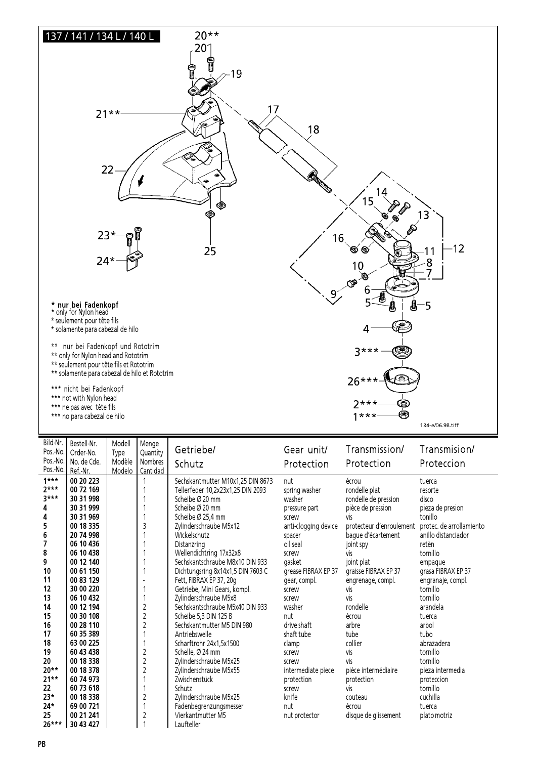## 137 / 141 / 134 L / 140 L

**\* nur bei Fadenkopf**
\* only for Nylon head
\* seulement pour tête fils
\* solamente para cabezal de hilo

\*\* nur bei Fadenkopf und Rototrim
\*\* only for Nylon head and Rototrim
\*\* seulement pour tête fils et Rototrim
\*\* solamente para cabezal de hilo et Rototrim

\*\*\* nicht bei Fadenkopf
\*\*\* not with Nylon head
\*\*\* ne pas avec tête fils
\*\*\* no para cabezal de hilo

134-e/06.98.tiff

| Bild-Nr. Pos.-No. Pos.-No. Pos.-No. | Bestell-Nr. Order-No. No. de Cde. Ref.-Nr. | Modell Type Modèle Modelo | Menge Quantity Nombres Cantidad | Getriebe/ Schutz | Gear unit/ Protection | Transmission/ Protection | Transmision/ Proteccion |
|---|---|---|---|---|---|---|---|
| **1\*\*\*** | **00 20 223** | | 1 | Sechskantmutter M10x1,25 DIN 8673 | nut | écrou | tuerca |
| **2\*\*\*** | **00 72 169** | | 1 | Tellerfeder 10,2x23x1,25 DIN 2093 | spring washer | rondelle plat | resorte |
| **3\*\*\*** | **30 31 998** | | 1 | Scheibe Ø 20 mm | washer | rondelle de pression | disco |
| **4** | **30 31 999** | | 1 | Scheibe Ø 20 mm | pressure part | pièce de pression | pieza de presion |
| **4** | **30 31 969** | | 1 | Scheibe Ø 25,4 mm | screw | vis | tonillo |
| **5** | **00 18 335** | | 3 | Zylinderschraube M5x12 | anti-clogging device | protecteur d'enroulement | protec. de arrollamiento |
| **6** | **20 74 998** | | 1 | Wickelschutz | spacer | bague d'écartement | anillo distanciador |
| **7** | **06 10 436** | | 1 | Distanzring | oil seal | joint spy | retèn |
| **8** | **06 10 438** | | 1 | Wellendichtring 17x32x8 | screw | vis | tornillo |
| **9** | **00 12 140** | | 1 | Sechskantschraube M8x10 DIN 933 | gasket | joint plat | empaque |
| **10** | **00 61 150** | | 1 | Dichtungsring 8x14x1,5 DIN 7603 C | grease FIBRAX EP 37 | graisse FIBRAX EP 37 | grasa FIBRAX EP 37 |
| **11** | **00 83 129** | | - | Fett, FIBRAX EP 37, 20g | gear, compl. | engrenage, compl. | engranaje, compl. |
| **12** | **30 00 220** | | 1 | Getriebe, Mini Gears, kompl. | screw | vis | tornillo |
| **13** | **06 10 432** | | 1 | Zylinderschraube M5x8 | screw | vis | tornillo |
| **14** | **00 12 194** | | 2 | Sechskantschraube M5x40 DIN 933 | washer | rondelle | arandela |
| **15** | **00 30 108** | | 2 | Scheibe 5,3 DIN 125 B | nut | écrou | tuerca |
| **16** | **00 28 110** | | 2 | Sechskantmutter M5 DIN 980 | drive shaft | arbre | arbol |
| **17** | **60 35 389** | | 1 | Antriebswelle | shaft tube | tube | tubo |
| **18** | **63 00 225** | | 1 | Scharftrohr 24x1,5x1500 | clamp | collier | abrazadera |
| **19** | **60 43 438** | | 2 | Schelle, Ø 24 mm | screw | vis | tornillo |
| **20** | **00 18 338** | | 2 | Zylinderschraube M5x25 | screw | vis | tornillo |
| **20\*\*** | **00 18 378** | | 2 | Zylinderschraube M5x55 | intermediate piece | pièce intermédiaire | pieza intermedia |
| **21\*\*** | **60 74 973** | | 1 | Zwischenstück | protection | protection | proteccion |
| **22** | **60 73 618** | | 1 | Schutz | screw | vis | tornillo |
| **23\*** | **00 18 338** | | 2 | Zylinderschraube M5x25 | knife | couteau | cuchilla |
| **24\*** | **69 00 721** | | 1 | Fadenbegrenzungsmesser | nut | écrou | tuerca |
| **25** | **00 21 241** | | 2 | Vierkantmutter M5 | nut protector | disque de glissement | plato motriz |
| **26\*\*\*** | **30 43 427** | | 1 | Laufteller | | | |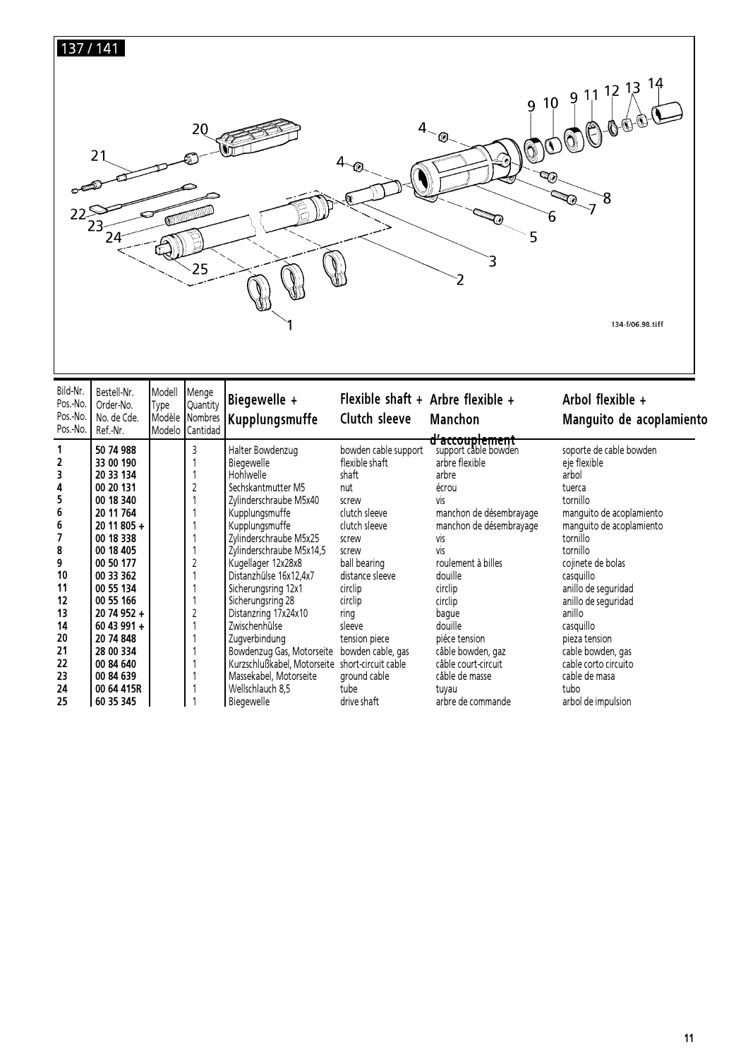137 / 141

134-f/06.98.tiff

| Bild-Nr. Pos.-No. Pos.-No. Pos.-No. | Bestell-Nr. Order-No. No. de Cde. Ref.-Nr. | Modell Type Modèle Modelo | Menge Quantity Nombres Cantidad | Biegewelle + Kupplungsmuffe | Flexible shaft + Clutch sleeve | Arbre flexible + Manchon d'accouplement | Arbol flexible + Manguito de acoplamiento |
|---|---|---|---|---|---|---|---|
| **1** | **50 74 988** | | 3 | Halter Bowdenzug | bowden cable support | support câble bowden | soporte de cable bowden |
| **2** | **33 00 190** | | 1 | Biegewelle | flexible shaft | arbre flexible | eje flexible |
| **3** | **20 33 134** | | 1 | Hohlwelle | shaft | arbre | arbol |
| **4** | **00 20 131** | | 2 | Sechskantmutter M5 | nut | écrou | tuerca |
| **5** | **00 18 340** | | 1 | Zylinderschraube M5x40 | screw | vis | tornillo |
| **6** | **20 11 764** | | 1 | Kupplungsmuffe | clutch sleeve | manchon de désembrayage | manguito de acoplamiento |
| **6** | **20 11 805 +** | | 1 | Kupplungsmuffe | clutch sleeve | manchon de désembrayage | manguito de acoplamiento |
| **7** | **00 18 338** | | 1 | Zylinderschraube M5x25 | screw | vis | tornillo |
| **8** | **00 18 405** | | 1 | Zylinderschraube M5x14,5 | screw | vis | tornillo |
| **9** | **00 50 177** | | 2 | Kugellager 12x28x8 | ball bearing | roulement à billes | cojinete de bolas |
| **10** | **00 33 362** | | 1 | Distanzhülse 16x12,4x7 | distance sleeve | douille | casquillo |
| **11** | **00 55 134** | | 1 | Sicherungsring 12x1 | circlip | circlip | anillo de seguridad |
| **12** | **00 55 166** | | 1 | Sicherungsring 28 | circlip | circlip | anillo de seguridad |
| **13** | **20 74 952 +** | | 2 | Distanzring 17x24x10 | ring | bague | anillo |
| **14** | **60 43 991 +** | | 1 | Zwischenhülse | sleeve | douille | casquillo |
| **20** | **20 74 848** | | 1 | Zugverbindung | tension piece | piéce tension | pieza tension |
| **21** | **28 00 334** | | 1 | Bowdenzug Gas, Motorseite | bowden cable, gas | câble bowden, gaz | cable bowden, gas |
| **22** | **00 84 640** | | 1 | Kurzschlußkabel, Motorseite | short-circuit cable | câble court-circuit | cable corto circuito |
| **23** | **00 84 639** | | 1 | Massekabel, Motorseite | ground cable | câble de masse | cable de masa |
| **24** | **00 64 415R** | | 1 | Wellschlauch 8,5 | tube | tuyau | tubo |
| **25** | **60 35 345** | | 1 | Biegewelle | drive shaft | arbre de commande | arbol de impulsion |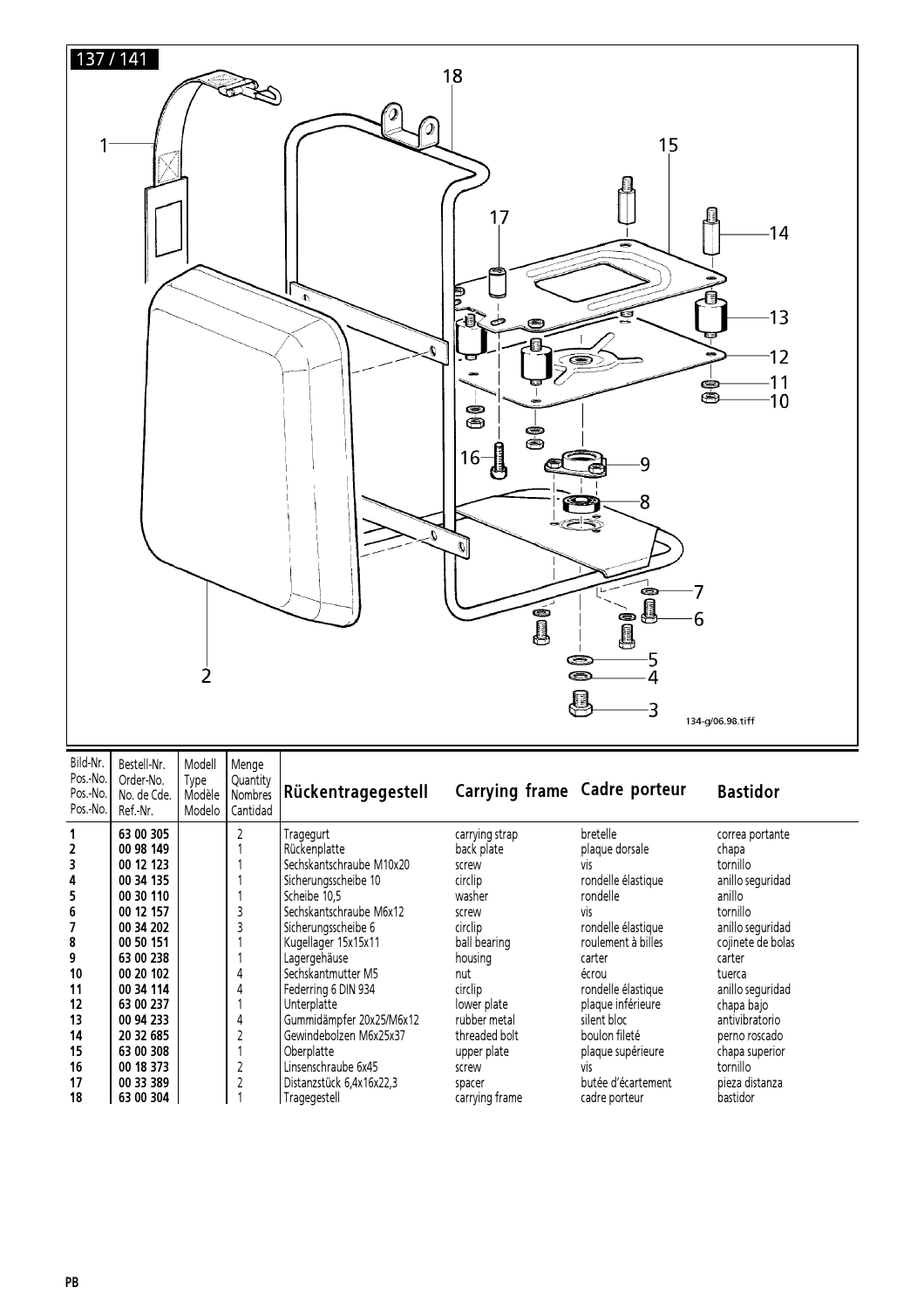137 / 141

| Bild-Nr. Pos.-No. Pos.-No. Pos.-No. | Bestell-Nr. Order-No. No. de Cde. Ref.-Nr. | Modell Type Modèle Modelo | Menge Quantity Nombres Cantidad | Rückentragegestell | Carrying frame | Cadre porteur | Bastidor |
|---|---|---|---|---|---|---|---|
| **1** | **63 00 305** | | 2 | Tragegurt | carrying strap | bretelle | correa portante |
| **2** | **00 98 149** | | 1 | Rückenplatte | back plate | plaque dorsale | chapa |
| **3** | **00 12 123** | | 1 | Sechskantschraube M10x20 | screw | vis | tornillo |
| **4** | **00 34 135** | | 1 | Sicherungsscheibe 10 | circlip | rondelle élastique | anillo seguridad |
| **5** | **00 30 110** | | 1 | Scheibe 10,5 | washer | rondelle | anillo |
| **6** | **00 12 157** | | 3 | Sechskantschraube M6x12 | screw | vis | tornillo |
| **7** | **00 34 202** | | 3 | Sicherungsscheibe 6 | circlip | rondelle élastique | anillo seguridad |
| **8** | **00 50 151** | | 1 | Kugellager 15x15x11 | ball bearing | roulement à billes | cojinete de bolas |
| **9** | **63 00 238** | | 1 | Lagergehäuse | housing | carter | carter |
| **10** | **00 20 102** | | 4 | Sechskantmutter M5 | nut | écrou | tuerca |
| **11** | **00 34 114** | | 4 | Federring 6 DIN 934 | circlip | rondelle élastique | anillo seguridad |
| **12** | **63 00 237** | | 1 | Unterplatte | lower plate | plaque inférieure | chapa bajo |
| **13** | **00 94 233** | | 4 | Gummidämpfer 20x25/M6x12 | rubber metal | silent bloc | antivibratorio |
| **14** | **20 32 685** | | 2 | Gewindebolzen M6x25x37 | threaded bolt | boulon fileté | perno roscado |
| **15** | **63 00 308** | | 1 | Oberplatte | upper plate | plaque supérieure | chapa superior |
| **16** | **00 18 373** | | 2 | Linsenschraube 6x45 | screw | vis | tornillo |
| **17** | **00 33 389** | | 2 | Distanzstück 6,4x16x22,3 | spacer | butée d'écartement | pieza distanza |
| **18** | **63 00 304** | | 1 | Tragegestell | carrying frame | cadre porteur | bastidor |

PB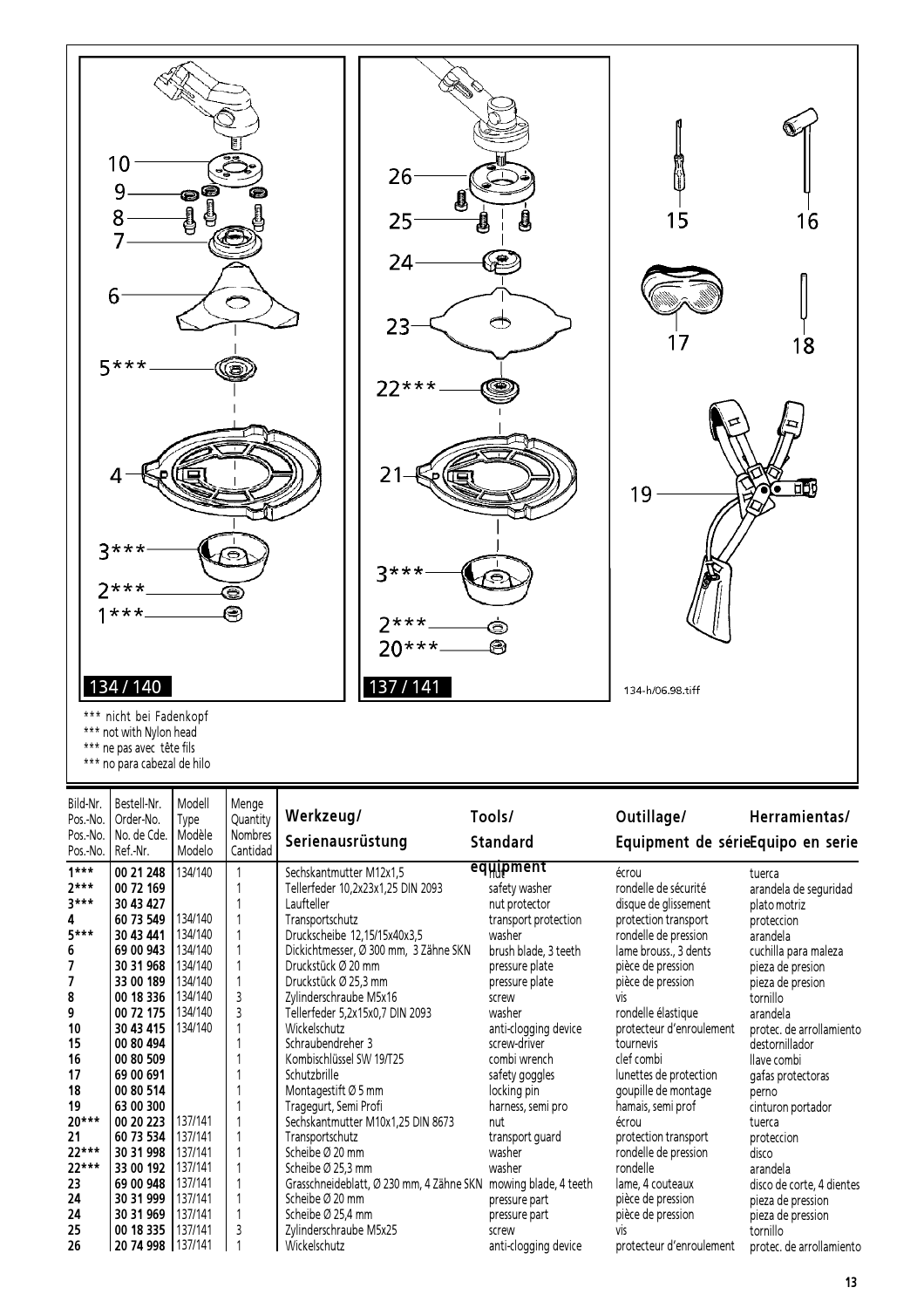134 / 140

137 / 141

134-h/06.98.tiff

*** nicht bei Fadenkopf
*** not with Nylon head
*** ne pas avec tête fils
*** no para cabezal de hilo

| Bild-Nr. Pos.-No. Pos.-No. Pos.-No. | Bestell-Nr. Order-No. No. de Cde. Ref.-Nr. | Modell Type Modèle Modelo | Menge Quantity Nombres Cantidad | Werkzeug/ Serienausrüstung | Tools/ Standard equipment | Outillage/ Equipment de série | Herramientas/ Equipo en serie |
|---|---|---|---|---|---|---|---|
| 1*** | 00 21 248 | 134/140 | 1 | Sechskantmutter M12x1,5 | nut | écrou | tuerca |
| 2*** | 00 72 169 | | 1 | Tellerfeder 10,2x23x1,25 DIN 2093 | safety washer | rondelle de sécurité | arandela de seguridad |
| 3*** | 30 43 427 | | 1 | Laufteller | nut protector | disque de glissement | plato motriz |
| 4 | 60 73 549 | 134/140 | 1 | Transportschutz | transport protection | protection transport | proteccion |
| 5*** | 30 43 441 | 134/140 | 1 | Druckscheibe 12,15/15x40x3,5 | washer | rondelle de pression | arandela |
| 6 | 69 00 943 | 134/140 | 1 | Dickichtmesser, Ø 300 mm, 3 Zähne SKN | brush blade, 3 teeth | lame brouss., 3 dents | cuchilla para maleza |
| 7 | 30 31 968 | 134/140 | 1 | Druckstück Ø 20 mm | pressure plate | pièce de pression | pieza de presion |
| 7 | 33 00 189 | 134/140 | 1 | Druckstück Ø 25,3 mm | pressure plate | pièce de pression | pieza de presion |
| 8 | 00 18 336 | 134/140 | 3 | Zylinderschraube M5x16 | screw | vis | tornillo |
| 9 | 00 72 175 | 134/140 | 3 | Tellerfeder 5,2x15x0,7 DIN 2093 | washer | rondelle élastique | arandela |
| 10 | 30 43 415 | 134/140 | 1 | Wickelschutz | anti-clogging device | protecteur d'enroulement | protec. de arrollamiento |
| 15 | 00 80 494 | | 1 | Schraubendreher 3 | screw-driver | tournevis | destornillador |
| 16 | 00 80 509 | | 1 | Kombischlüssel SW 19/T25 | combi wrench | clef combi | llave combi |
| 17 | 69 00 691 | | 1 | Schutzbrille | safety goggles | lunettes de protection | gafas protectoras |
| 18 | 00 80 514 | | 1 | Montagestift Ø 5 mm | locking pin | goupille de montage | perno |
| 19 | 63 00 300 | | 1 | Tragegurt, Semi Profi | harness, semi pro | hamais, semi prof | cinturon portador |
| 20*** | 00 20 223 | 137/141 | 1 | Sechskantmutter M10x1,25 DIN 8673 | nut | écrou | tuerca |
| 21 | 60 73 534 | 137/141 | 1 | Transportschutz | transport guard | protection transport | proteccion |
| 22*** | 30 31 998 | 137/141 | 1 | Scheibe Ø 20 mm | washer | rondelle de pression | disco |
| 22*** | 33 00 192 | 137/141 | 1 | Scheibe Ø 25,3 mm | washer | rondelle | arandela |
| 23 | 69 00 948 | 137/141 | 1 | Grasschneideblatt, Ø 230 mm, 4 Zähne SKN | mowing blade, 4 teeth | lame, 4 couteaux | disco de corte, 4 dientes |
| 24 | 30 31 999 | 137/141 | 1 | Scheibe Ø 20 mm | pressure part | pièce de pression | pieza de pression |
| 24 | 30 31 969 | 137/141 | 1 | Scheibe Ø 25,4 mm | pressure part | pièce de pression | pieza de pression |
| 25 | 00 18 335 | 137/141 | 3 | Zylinderschraube M5x25 | screw | vis | tornillo |
| 26 | 20 74 998 | 137/141 | 1 | Wickelschutz | anti-clogging device | protecteur d'enroulement | protec. de arrollamiento |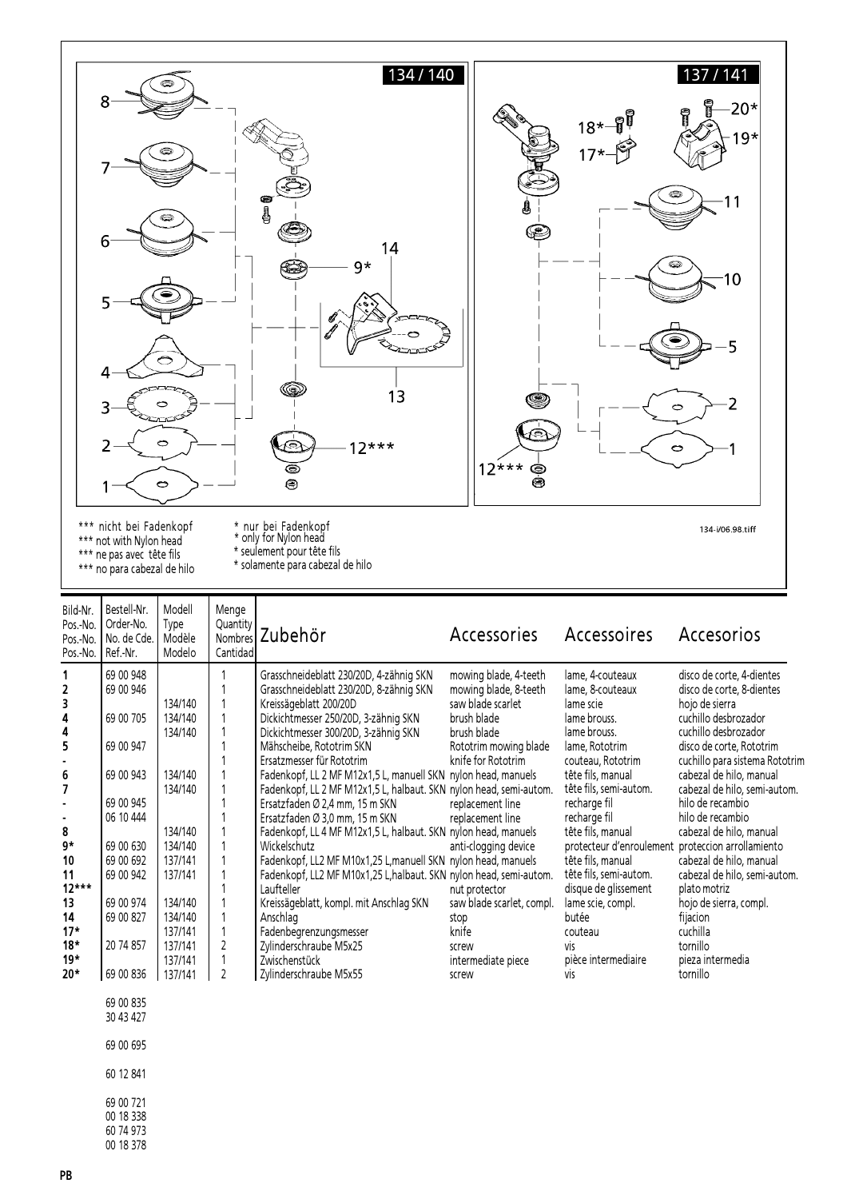*** nicht bei Fadenkopf
*** not with Nylon head
*** ne pas avec tête fils
*** no para cabezal de hilo

\* nur bei Fadenkopf
\* only for Nylon head
\* seulement pour tête fils
\* solamente para cabezal de hilo

134-i/06.98.tiff

| Bild-Nr. Pos.-No. Pos.-No. Pos.-No. | Bestell-Nr. Order-No. No. de Cde. Ref.-Nr. | Modell Type Modèle Modelo | Menge Quantity Nombres Cantidad | Zubehör | Accessories | Accessoires | Accesorios |
|---|---|---|---|---|---|---|---|
| 1 | 69 00 948 | | 1 | Grasschneideblatt 230/20D, 4-zähnig SKN | mowing blade, 4-teeth | lame, 4-couteaux | disco de corte, 4-dientes |
| 2 | 69 00 946 | | 1 | Grasschneideblatt 230/20D, 8-zähnig SKN | mowing blade, 8-teeth | lame, 8-couteaux | disco de corte, 8-dientes |
| 3 | | 134/140 | 1 | Kreissägeblatt 200/20D | saw blade scarlet | lame scie | hojo de sierra |
| 4 | 69 00 705 | 134/140 | 1 | Dickichtmesser 250/20D, 3-zähnig SKN | brush blade | lame brouss. | cuchillo desbrozador |
| 4 | | 134/140 | 1 | Dickichtmesser 300/20D, 3-zähnig SKN | brush blade | lame brouss. | cuchillo desbrozador |
| 5 | 69 00 947 | | 1 | Mähscheibe, Rototrim SKN | Rototrim mowing blade | lame, Rototrim | disco de corte, Rototrim |
| - | | | 1 | Ersatzmesser für Rototrim | knife for Rototrim | couteau, Rototrim | cuchillo para sistema Rototrim |
| 6 | 69 00 943 | 134/140 | 1 | Fadenkopf, LL 2 MF M12x1,5 L, manuell SKN | nylon head, manuels | tête fils, manual | cabezal de hilo, manual |
| 7 | | 134/140 | 1 | Fadenkopf, LL 2 MF M12x1,5 L, halbaut. SKN | nylon head, semi-autom. | tête fils, semi-autom. | cabezal de hilo, semi-autom. |
| - | 69 00 945 | | 1 | Ersatzfaden Ø 2,4 mm, 15 m SKN | replacement line | recharge fil | hilo de recambio |
| - | 06 10 444 | | 1 | Ersatzfaden Ø 3,0 mm, 15 m SKN | replacement line | recharge fil | hilo de recambio |
| 8 | | 134/140 | 1 | Fadenkopf, LL 4 MF M12x1,5 L, halbaut. SKN | nylon head, manuels | tête fils, manual | cabezal de hilo, manual |
| 9* | 69 00 630 | 134/140 | 1 | Wickelschutz | anti-clogging device | protecteur d'enroulement | proteccion arrollamiento |
| 10 | 69 00 692 | 137/141 | 1 | Fadenkopf, LL2 MF M10x1,25 L,manuell SKN | nylon head, manuels | tête fils, manual | cabezal de hilo, manual |
| 11 | 69 00 942 | 137/141 | 1 | Fadenkopf, LL2 MF M10x1,25 L,halbaut. SKN | nylon head, semi-autom. | tête fils, semi-autom. | cabezal de hilo, semi-autom. |
| 12*** | | | 1 | Laufteller | nut protector | disque de glissement | plato motriz |
| 13 | 69 00 974 | 134/140 | 1 | Kreissägeblatt, kompl. mit Anschlag SKN | saw blade scarlet, compl. | lame scie, compl. | hojo de sierra, compl. |
| 14 | 69 00 827 | 134/140 | 1 | Anschlag | stop | butée | fijacion |
| 17* | | 137/141 | 1 | Fadenbegrenzungsmesser | knife | couteau | cuchilla |
| 18* | 20 74 857 | 137/141 | 2 | Zylinderschraube M5x25 | screw | vis | tornillo |
| 19* | | 137/141 | 1 | Zwischenstück | intermediate piece | pièce intermediaire | pieza intermedia |
| 20* | 69 00 836 | 137/141 | 2 | Zylinderschraube M5x55 | screw | vis | tornillo |

69 00 835
30 43 427

69 00 695

60 12 841

69 00 721
00 18 338
60 74 973
00 18 378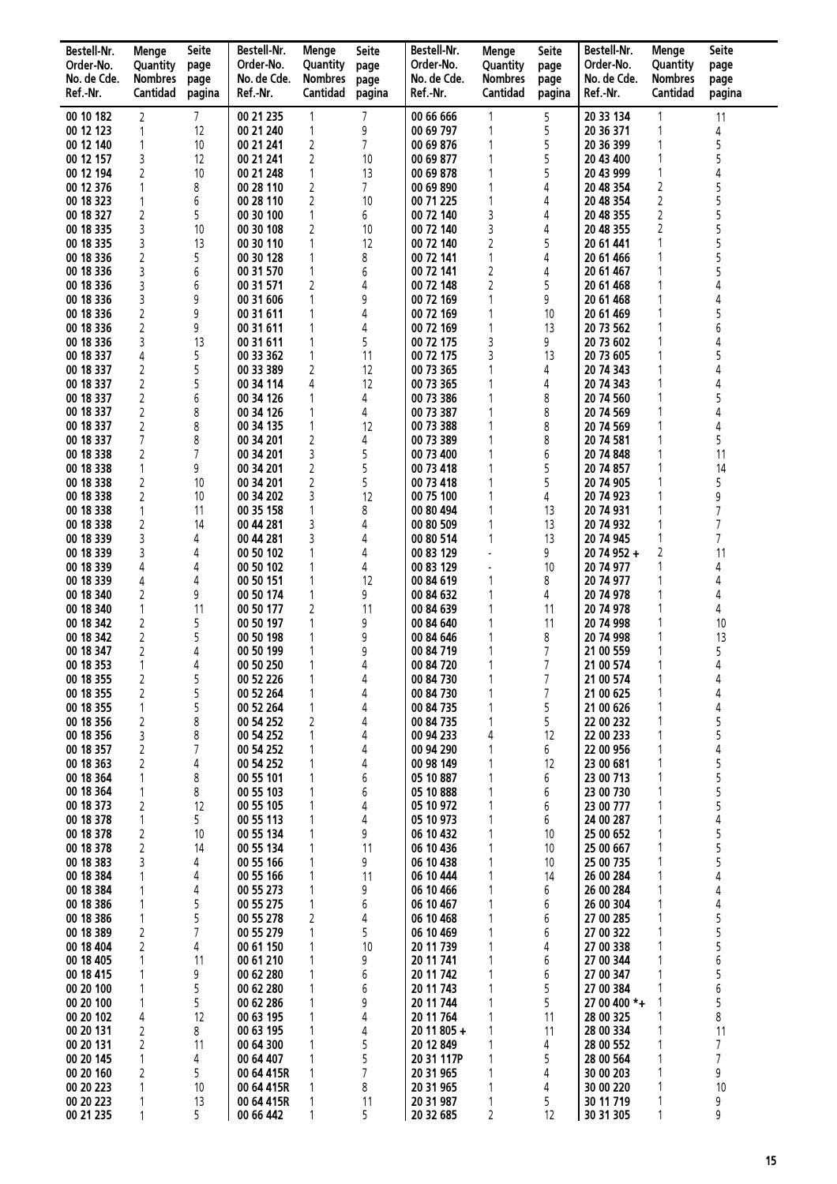| Bestell-Nr. Order-No. No. de Cde. Ref.-Nr. | Menge Quantity Nombres Cantidad | Seite page page pagina | Bestell-Nr. Order-No. No. de Cde. Ref.-Nr. | Menge Quantity Nombres Cantidad | Seite page page pagina | Bestell-Nr. Order-No. No. de Cde. Ref.-Nr. | Menge Quantity Nombres Cantidad | Seite page page pagina | Bestell-Nr. Order-No. No. de Cde. Ref.-Nr. | Menge Quantity Nombres Cantidad | Seite page page pagina |
|---|---|---|---|---|---|---|---|---|---|---|---|
| 00 10 182 | 2 | 7 | 00 21 235 | 1 | 7 | 00 66 666 | 1 | 5 | 20 33 134 | 1 | 11 |
| 00 12 123 | 1 | 12 | 00 21 240 | 1 | 9 | 00 69 797 | 1 | 5 | 20 36 371 | 1 | 4 |
| 00 12 140 | 1 | 10 | 00 21 241 | 2 | 7 | 00 69 876 | 1 | 5 | 20 36 399 | 1 | 5 |
| 00 12 157 | 3 | 12 | 00 21 241 | 2 | 10 | 00 69 877 | 1 | 5 | 20 43 400 | 1 | 5 |
| 00 12 194 | 2 | 10 | 00 21 248 | 1 | 13 | 00 69 878 | 1 | 5 | 20 43 999 | 1 | 4 |
| 00 12 376 | 1 | 8 | 00 28 110 | 2 | 7 | 00 69 890 | 1 | 4 | 20 48 354 | 2 | 5 |
| 00 18 323 | 1 | 6 | 00 28 110 | 2 | 10 | 00 71 225 | 1 | 4 | 20 48 354 | 2 | 5 |
| 00 18 327 | 2 | 5 | 00 30 100 | 1 | 6 | 00 72 140 | 3 | 4 | 20 48 355 | 2 | 5 |
| 00 18 335 | 3 | 10 | 00 30 108 | 2 | 10 | 00 72 140 | 3 | 4 | 20 48 355 | 2 | 5 |
| 00 18 335 | 3 | 13 | 00 30 110 | 1 | 12 | 00 72 140 | 2 | 5 | 20 61 441 | 1 | 5 |
| 00 18 336 | 2 | 5 | 00 30 128 | 1 | 8 | 00 72 141 | 1 | 4 | 20 61 466 | 1 | 5 |
| 00 18 336 | 3 | 6 | 00 31 570 | 1 | 6 | 00 72 141 | 2 | 4 | 20 61 467 | 1 | 5 |
| 00 18 336 | 3 | 6 | 00 31 571 | 2 | 4 | 00 72 148 | 2 | 5 | 20 61 468 | 1 | 4 |
| 00 18 336 | 3 | 9 | 00 31 606 | 1 | 9 | 00 72 169 | 1 | 9 | 20 61 468 | 1 | 4 |
| 00 18 336 | 2 | 9 | 00 31 611 | 1 | 4 | 00 72 169 | 1 | 10 | 20 61 469 | 1 | 5 |
| 00 18 336 | 2 | 9 | 00 31 611 | 1 | 4 | 00 72 169 | 1 | 13 | 20 73 562 | 1 | 6 |
| 00 18 336 | 3 | 13 | 00 31 611 | 1 | 5 | 00 72 175 | 3 | 9 | 20 73 602 | 1 | 4 |
| 00 18 337 | 4 | 5 | 00 33 362 | 1 | 11 | 00 72 175 | 3 | 13 | 20 73 605 | 1 | 5 |
| 00 18 337 | 2 | 5 | 00 33 389 | 2 | 12 | 00 73 365 | 1 | 4 | 20 74 343 | 1 | 4 |
| 00 18 337 | 2 | 5 | 00 34 114 | 4 | 12 | 00 73 365 | 1 | 4 | 20 74 343 | 1 | 4 |
| 00 18 337 | 2 | 6 | 00 34 126 | 1 | 4 | 00 73 386 | 1 | 8 | 20 74 560 | 1 | 5 |
| 00 18 337 | 2 | 8 | 00 34 126 | 1 | 4 | 00 73 387 | 1 | 8 | 20 74 569 | 1 | 4 |
| 00 18 337 | 2 | 8 | 00 34 135 | 1 | 12 | 00 73 388 | 1 | 8 | 20 74 569 | 1 | 4 |
| 00 18 337 | 7 | 8 | 00 34 201 | 2 | 4 | 00 73 389 | 1 | 8 | 20 74 581 | 1 | 5 |
| 00 18 338 | 2 | 7 | 00 34 201 | 3 | 5 | 00 73 400 | 1 | 6 | 20 74 848 | 1 | 11 |
| 00 18 338 | 1 | 9 | 00 34 201 | 2 | 5 | 00 73 418 | 1 | 5 | 20 74 857 | 1 | 14 |
| 00 18 338 | 2 | 10 | 00 34 201 | 2 | 5 | 00 73 418 | 1 | 5 | 20 74 905 | 1 | 5 |
| 00 18 338 | 2 | 10 | 00 34 202 | 3 | 12 | 00 75 100 | 1 | 4 | 20 74 923 | 1 | 9 |
| 00 18 338 | 1 | 11 | 00 35 158 | 1 | 8 | 00 80 494 | 1 | 13 | 20 74 931 | 1 | 7 |
| 00 18 338 | 2 | 14 | 00 44 281 | 3 | 4 | 00 80 509 | 1 | 13 | 20 74 932 | 1 | 7 |
| 00 18 339 | 3 | 4 | 00 44 281 | 3 | 4 | 00 80 514 | 1 | 13 | 20 74 945 | 1 | 7 |
| 00 18 339 | 3 | 4 | 00 50 102 | 1 | 4 | 00 83 129 | - | 9 | 20 74 952 + | 2 | 11 |
| 00 18 339 | 4 | 4 | 00 50 102 | 1 | 4 | 00 83 129 | - | 10 | 20 74 977 | 1 | 4 |
| 00 18 339 | 4 | 4 | 00 50 151 | 1 | 12 | 00 84 619 | 1 | 8 | 20 74 977 | 1 | 4 |
| 00 18 340 | 2 | 9 | 00 50 174 | 1 | 9 | 00 84 632 | 1 | 4 | 20 74 978 | 1 | 4 |
| 00 18 340 | 1 | 11 | 00 50 177 | 2 | 11 | 00 84 639 | 1 | 11 | 20 74 978 | 1 | 4 |
| 00 18 342 | 2 | 5 | 00 50 197 | 1 | 9 | 00 84 640 | 1 | 11 | 20 74 998 | 1 | 10 |
| 00 18 342 | 2 | 5 | 00 50 198 | 1 | 9 | 00 84 646 | 1 | 8 | 20 74 998 | 1 | 13 |
| 00 18 347 | 2 | 4 | 00 50 199 | 1 | 9 | 00 84 719 | 1 | 7 | 21 00 559 | 1 | 5 |
| 00 18 353 | 1 | 4 | 00 50 250 | 1 | 4 | 00 84 720 | 1 | 7 | 21 00 574 | 1 | 4 |
| 00 18 355 | 2 | 5 | 00 52 226 | 1 | 4 | 00 84 730 | 1 | 7 | 21 00 574 | 1 | 4 |
| 00 18 355 | 2 | 5 | 00 52 264 | 1 | 4 | 00 84 730 | 1 | 7 | 21 00 625 | 1 | 4 |
| 00 18 355 | 1 | 5 | 00 52 264 | 1 | 4 | 00 84 735 | 1 | 5 | 21 00 626 | 1 | 4 |
| 00 18 356 | 2 | 8 | 00 54 252 | 2 | 4 | 00 84 735 | 1 | 5 | 22 00 232 | 1 | 5 |
| 00 18 356 | 3 | 8 | 00 54 252 | 1 | 4 | 00 94 233 | 4 | 12 | 22 00 233 | 1 | 5 |
| 00 18 357 | 2 | 7 | 00 54 252 | 1 | 4 | 00 94 290 | 1 | 6 | 22 00 956 | 1 | 4 |
| 00 18 363 | 2 | 4 | 00 54 252 | 1 | 4 | 00 98 149 | 1 | 12 | 23 00 681 | 1 | 5 |
| 00 18 364 | 1 | 8 | 00 55 101 | 1 | 6 | 05 10 887 | 1 | 6 | 23 00 713 | 1 | 5 |
| 00 18 364 | 1 | 8 | 00 55 103 | 1 | 6 | 05 10 888 | 1 | 6 | 23 00 730 | 1 | 5 |
| 00 18 373 | 2 | 12 | 00 55 105 | 1 | 4 | 05 10 972 | 1 | 6 | 23 00 777 | 1 | 5 |
| 00 18 378 | 1 | 5 | 00 55 113 | 1 | 4 | 05 10 973 | 1 | 6 | 24 00 287 | 1 | 4 |
| 00 18 378 | 2 | 10 | 00 55 134 | 1 | 9 | 06 10 432 | 1 | 10 | 25 00 652 | 1 | 5 |
| 00 18 378 | 2 | 14 | 00 55 134 | 1 | 11 | 06 10 436 | 1 | 10 | 25 00 667 | 1 | 5 |
| 00 18 383 | 3 | 4 | 00 55 166 | 1 | 9 | 06 10 438 | 1 | 10 | 25 00 735 | 1 | 5 |
| 00 18 384 | 1 | 4 | 00 55 166 | 1 | 11 | 06 10 444 | 1 | 14 | 26 00 284 | 1 | 4 |
| 00 18 384 | 1 | 4 | 00 55 273 | 1 | 9 | 06 10 466 | 1 | 6 | 26 00 284 | 1 | 4 |
| 00 18 386 | 1 | 5 | 00 55 275 | 1 | 6 | 06 10 467 | 1 | 6 | 26 00 304 | 1 | 4 |
| 00 18 386 | 1 | 5 | 00 55 278 | 2 | 4 | 06 10 468 | 1 | 6 | 27 00 285 | 1 | 5 |
| 00 18 389 | 2 | 7 | 00 55 279 | 1 | 5 | 06 10 469 | 1 | 6 | 27 00 322 | 1 | 5 |
| 00 18 404 | 2 | 4 | 00 61 150 | 1 | 10 | 20 11 739 | 1 | 4 | 27 00 338 | 1 | 5 |
| 00 18 405 | 1 | 11 | 00 61 210 | 1 | 9 | 20 11 741 | 1 | 6 | 27 00 344 | 1 | 6 |
| 00 18 415 | 1 | 9 | 00 62 280 | 1 | 6 | 20 11 742 | 1 | 6 | 27 00 347 | 1 | 5 |
| 00 20 100 | 1 | 5 | 00 62 280 | 1 | 6 | 20 11 743 | 1 | 5 | 27 00 384 | 1 | 6 |
| 00 20 100 | 1 | 5 | 00 62 286 | 1 | 9 | 20 11 744 | 1 | 5 | 27 00 400 *+ | 1 | 5 |
| 00 20 102 | 4 | 12 | 00 63 195 | 1 | 4 | 20 11 764 | 1 | 11 | 28 00 325 | 1 | 8 |
| 00 20 131 | 2 | 8 | 00 63 195 | 1 | 4 | 20 11 805 + | 1 | 11 | 28 00 334 | 1 | 11 |
| 00 20 131 | 2 | 11 | 00 64 300 | 1 | 5 | 20 12 849 | 1 | 4 | 28 00 552 | 1 | 7 |
| 00 20 145 | 1 | 4 | 00 64 407 | 1 | 5 | 20 31 117P | 1 | 5 | 28 00 564 | 1 | 7 |
| 00 20 160 | 2 | 5 | 00 64 415R | 1 | 7 | 20 31 965 | 1 | 4 | 30 00 203 | 1 | 9 |
| 00 20 223 | 1 | 10 | 00 64 415R | 1 | 8 | 20 31 965 | 1 | 4 | 30 00 220 | 1 | 10 |
| 00 20 223 | 1 | 13 | 00 64 415R | 1 | 11 | 20 31 987 | 1 | 5 | 30 11 719 | 1 | 9 |
| 00 21 235 | 1 | 5 | 00 66 442 | 1 | 5 | 20 32 685 | 2 | 12 | 30 31 305 | 1 | 9 |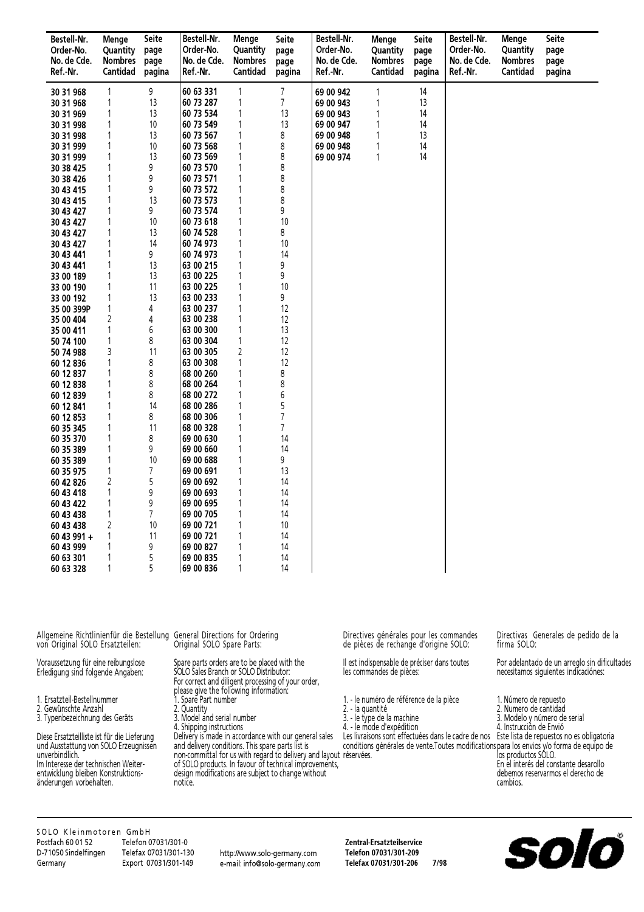| Bestell-Nr. Order-No. No. de Cde. Ref.-Nr. | Menge Quantity Nombres Cantidad | Seite page page pagina | Bestell-Nr. Order-No. No. de Cde. Ref.-Nr. | Menge Quantity Nombres Cantidad | Seite page page pagina | Bestell-Nr. Order-No. No. de Cde. Ref.-Nr. | Menge Quantity Nombres Cantidad | Seite page page pagina | Bestell-Nr. Order-No. No. de Cde. Ref.-Nr. | Menge Quantity Nombres Cantidad | Seite page page pagina |
|---|---|---|---|---|---|---|---|---|---|---|---|
| 30 31 968 | 1 | 9 | 60 63 331 | 1 | 7 | 69 00 942 | 1 | 14 | | | |
| 30 31 968 | 1 | 13 | 60 73 287 | 1 | 7 | 69 00 943 | 1 | 13 | | | |
| 30 31 969 | 1 | 13 | 60 73 534 | 1 | 13 | 69 00 943 | 1 | 14 | | | |
| 30 31 998 | 1 | 10 | 60 73 549 | 1 | 13 | 69 00 947 | 1 | 14 | | | |
| 30 31 998 | 1 | 13 | 60 73 567 | 1 | 8 | 69 00 948 | 1 | 13 | | | |
| 30 31 999 | 1 | 10 | 60 73 568 | 1 | 8 | 69 00 948 | 1 | 14 | | | |
| 30 31 999 | 1 | 13 | 60 73 569 | 1 | 8 | 69 00 974 | 1 | 14 | | | |
| 30 38 425 | 1 | 9 | 60 73 570 | 1 | 8 | | | | | | |
| 30 38 426 | 1 | 9 | 60 73 571 | 1 | 8 | | | | | | |
| 30 43 415 | 1 | 9 | 60 73 572 | 1 | 8 | | | | | | |
| 30 43 415 | 1 | 13 | 60 73 573 | 1 | 8 | | | | | | |
| 30 43 427 | 1 | 9 | 60 73 574 | 1 | 9 | | | | | | |
| 30 43 427 | 1 | 10 | 60 73 618 | 1 | 10 | | | | | | |
| 30 43 427 | 1 | 13 | 60 74 528 | 1 | 8 | | | | | | |
| 30 43 427 | 1 | 14 | 60 74 973 | 1 | 10 | | | | | | |
| 30 43 441 | 1 | 9 | 60 74 973 | 1 | 14 | | | | | | |
| 30 43 441 | 1 | 13 | 63 00 215 | 1 | 9 | | | | | | |
| 33 00 189 | 1 | 13 | 63 00 225 | 1 | 9 | | | | | | |
| 33 00 190 | 1 | 11 | 63 00 225 | 1 | 10 | | | | | | |
| 33 00 192 | 1 | 13 | 63 00 233 | 1 | 9 | | | | | | |
| 35 00 399P | 1 | 4 | 63 00 237 | 1 | 12 | | | | | | |
| 35 00 404 | 2 | 4 | 63 00 238 | 1 | 12 | | | | | | |
| 35 00 411 | 1 | 6 | 63 00 300 | 1 | 13 | | | | | | |
| 50 74 100 | 1 | 8 | 63 00 304 | 1 | 12 | | | | | | |
| 50 74 988 | 3 | 11 | 63 00 305 | 2 | 12 | | | | | | |
| 60 12 836 | 1 | 8 | 63 00 308 | 1 | 12 | | | | | | |
| 60 12 837 | 1 | 8 | 68 00 260 | 1 | 8 | | | | | | |
| 60 12 838 | 1 | 8 | 68 00 264 | 1 | 8 | | | | | | |
| 60 12 839 | 1 | 8 | 68 00 272 | 1 | 6 | | | | | | |
| 60 12 841 | 1 | 14 | 68 00 286 | 1 | 5 | | | | | | |
| 60 12 853 | 1 | 8 | 68 00 306 | 1 | 7 | | | | | | |
| 60 35 345 | 1 | 11 | 68 00 328 | 1 | 7 | | | | | | |
| 60 35 370 | 1 | 8 | 69 00 630 | 1 | 14 | | | | | | |
| 60 35 389 | 1 | 9 | 69 00 660 | 1 | 14 | | | | | | |
| 60 35 389 | 1 | 10 | 69 00 688 | 1 | 9 | | | | | | |
| 60 35 975 | 1 | 7 | 69 00 691 | 1 | 13 | | | | | | |
| 60 42 826 | 2 | 5 | 69 00 692 | 1 | 14 | | | | | | |
| 60 43 418 | 1 | 9 | 69 00 693 | 1 | 14 | | | | | | |
| 60 43 422 | 1 | 9 | 69 00 695 | 1 | 14 | | | | | | |
| 60 43 438 | 1 | 7 | 69 00 705 | 1 | 14 | | | | | | |
| 60 43 438 | 2 | 10 | 69 00 721 | 1 | 10 | | | | | | |
| 60 43 991 + | 1 | 11 | 69 00 721 | 1 | 14 | | | | | | |
| 60 43 999 | 1 | 9 | 69 00 827 | 1 | 14 | | | | | | |
| 60 63 301 | 1 | 5 | 69 00 835 | 1 | 14 | | | | | | |
| 60 63 328 | 1 | 5 | 69 00 836 | 1 | 14 | | | | | | |

Allgemeine Richtlinienfür die Bestellung von Original SOLO Ersatzteilen:

Voraussetzung für eine reibungslose Erledigung sind folgende Angaben:

1. Ersatzteil-Bestellnummer
2. Gewünschte Anzahl
3. Typenbezeichnung des Geräts

Diese Ersatzteilliste ist für die Lieferung und Ausstattung von SOLO Erzeugnissen unverbindlich.
Im Interesse der technischen Weiterentwicklung bleiben Konstruktionsänderungen vorbehalten.

General Directions for Ordering Original SOLO Spare Parts:

Spare parts orders are to be placed with the SOLO Sales Branch or SOLO Distributor:
For correct and diligent processing of your order, please give the following information:
1. Spare Part number
2. Quantity
3. Model and serial number
4. Shipping instructions

Delivery is made in accordance with our general sales and delivery conditions. This spare parts list is non-committal for us with regard to delivery and layout of SOLO products. In favour of technical improvements, design modifications are subject to change without notice.

Directives générales pour les commandes de pièces de rechange d'origine SOLO:

Il est indispensable de préciser dans toutes les commandes de pièces:

1. - le numéro de référence de la pièce
2. - la quantité
3. - le type de la machine
4. - le mode d'expédition

Les livraisons sont effectuées dans le cadre de nos conditions générales de vente.Toutes modifications réservées.

Directivas Generales de pedido de la firma SOLO:

Por adelantado de un arreglo sin dificultades necesitamos siguientes indicaciónes:

1. Número de repuesto
2. Numero de cantidad
3. Modelo y número de serial
4. Instrucción de Envió

Este lista de repuestos no es obligatoria para los envios y/o forma de equipo de los productos SOLO.
En el interés del constante desarollo debemos reservarmos el derecho de cambios.

SOLO Kleinmotoren GmbH
Postfach 60 01 52
D-71050 Sindelfingen
Germany

Telefon 07031/301-0
Telefax 07031/301-130
Export 07031/301-149

http://www.solo-germany.com
e-mail: info@solo-germany.com

**Zentral-Ersatzteilservice**
**Telefon 07031/301-209**
**Telefax 07031/301-206** 7/98

solo